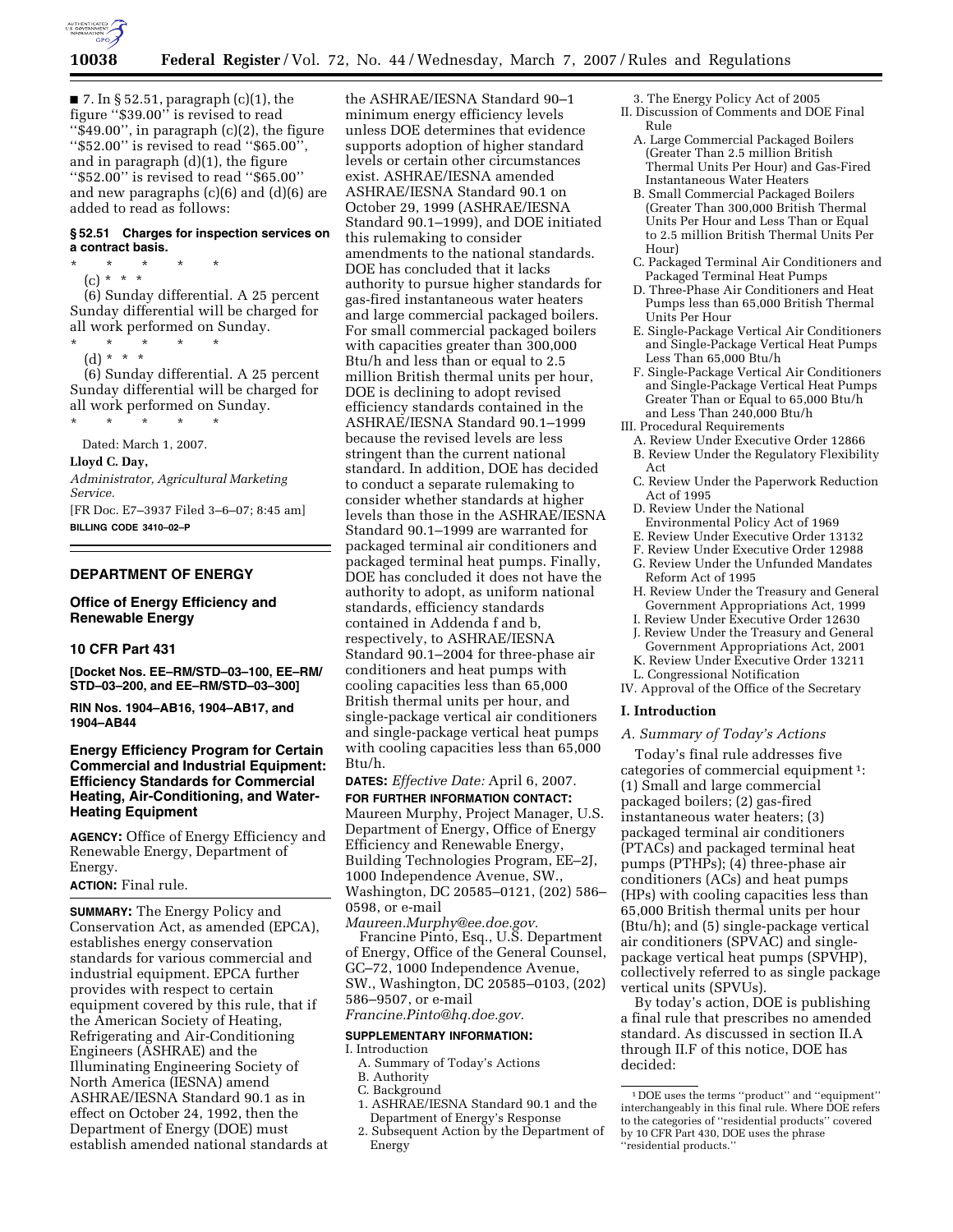■ 7. In § 52.51, paragraph (c)(1), the figure ''$39.00'' is revised to read ''$49.00'', in paragraph (c)(2), the figure ''$52.00'' is revised to read ''$65.00'', and in paragraph (d)(1), the figure ''$52.00'' is revised to read ''$65.00'' and new paragraphs (c)(6) and (d)(6) are added to read as follows:

**§ 52.51 Charges for inspection services on a contract basis.**

\* \* \* \* \*

(c) \* \* \*

(6) Sunday differential. A 25 percent Sunday differential will be charged for all work performed on Sunday.

\* \* \* \* \*

(d) \* \* \*

(6) Sunday differential. A 25 percent Sunday differential will be charged for all work performed on Sunday.

\* \* \* \* \*

Dated: March 1, 2007.

**Lloyd C. Day,**

*Administrator, Agricultural Marketing Service.*

[FR Doc. E7–3937 Filed 3–6–07; 8:45 am]

**BILLING CODE 3410–02–P**

## DEPARTMENT OF ENERGY

### Office of Energy Efficiency and Renewable Energy

### 10 CFR Part 431

**[Docket Nos. EE–RM/STD–03–100, EE–RM/STD–03–200, and EE–RM/STD–03–300]**

**RIN Nos. 1904–AB16, 1904–AB17, and 1904–AB44**

### Energy Efficiency Program for Certain Commercial and Industrial Equipment: Efficiency Standards for Commercial Heating, Air-Conditioning, and Water-Heating Equipment

**AGENCY:** Office of Energy Efficiency and Renewable Energy, Department of Energy.

**ACTION:** Final rule.

**SUMMARY:** The Energy Policy and Conservation Act, as amended (EPCA), establishes energy conservation standards for various commercial and industrial equipment. EPCA further provides with respect to certain equipment covered by this rule, that if the American Society of Heating, Refrigerating and Air-Conditioning Engineers (ASHRAE) and the Illuminating Engineering Society of North America (IESNA) amend ASHRAE/IESNA Standard 90.1 as in effect on October 24, 1992, then the Department of Energy (DOE) must establish amended national standards at the ASHRAE/IESNA Standard 90–1 minimum energy efficiency levels unless DOE determines that evidence supports adoption of higher standard levels or certain other circumstances exist. ASHRAE/IESNA amended ASHRAE/IESNA Standard 90.1 on October 29, 1999 (ASHRAE/IESNA Standard 90.1–1999), and DOE initiated this rulemaking to consider amendments to the national standards. DOE has concluded that it lacks authority to pursue higher standards for gas-fired instantaneous water heaters and large commercial packaged boilers. For small commercial packaged boilers with capacities greater than 300,000 Btu/h and less than or equal to 2.5 million British thermal units per hour, DOE is declining to adopt revised efficiency standards contained in the ASHRAE/IESNA Standard 90.1–1999 because the revised levels are less stringent than the current national standard. In addition, DOE has decided to conduct a separate rulemaking to consider whether standards at higher levels than those in the ASHRAE/IESNA Standard 90.1–1999 are warranted for packaged terminal air conditioners and packaged terminal heat pumps. Finally, DOE has concluded it does not have the authority to adopt, as uniform national standards, efficiency standards contained in Addenda f and b, respectively, to ASHRAE/IESNA Standard 90.1–2004 for three-phase air conditioners and heat pumps with cooling capacities less than 65,000 British thermal units per hour, and single-package vertical air conditioners and single-package vertical heat pumps with cooling capacities less than 65,000 Btu/h.

**DATES:** *Effective Date:* April 6, 2007.

**FOR FURTHER INFORMATION CONTACT:** Maureen Murphy, Project Manager, U.S. Department of Energy, Office of Energy Efficiency and Renewable Energy, Building Technologies Program, EE–2J, 1000 Independence Avenue, SW., Washington, DC 20585–0121, (202) 586–0598, or e-mail *Maureen.Murphy@ee.doe.gov.*

Francine Pinto, Esq., U.S. Department of Energy, Office of the General Counsel, GC–72, 1000 Independence Avenue, SW., Washington, DC 20585–0103, (202) 586–9507, or e-mail *Francine.Pinto@hq.doe.gov.*

**SUPPLEMENTARY INFORMATION:**

I. Introduction
- A. Summary of Today's Actions
- B. Authority
- C. Background
  1. ASHRAE/IESNA Standard 90.1 and the Department of Energy's Response
  2. Subsequent Action by the Department of Energy
  3. The Energy Policy Act of 2005

II. Discussion of Comments and DOE Final Rule
- A. Large Commercial Packaged Boilers (Greater Than 2.5 million British Thermal Units Per Hour) and Gas-Fired Instantaneous Water Heaters
- B. Small Commercial Packaged Boilers (Greater Than 300,000 British Thermal Units Per Hour and Less Than or Equal to 2.5 million British Thermal Units Per Hour)
- C. Packaged Terminal Air Conditioners and Packaged Terminal Heat Pumps
- D. Three-Phase Air Conditioners and Heat Pumps less than 65,000 British Thermal Units Per Hour
- E. Single-Package Vertical Air Conditioners and Single-Package Vertical Heat Pumps Less Than 65,000 Btu/h
- F. Single-Package Vertical Air Conditioners and Single-Package Vertical Heat Pumps Greater Than or Equal to 65,000 Btu/h and Less Than 240,000 Btu/h

III. Procedural Requirements
- A. Review Under Executive Order 12866
- B. Review Under the Regulatory Flexibility Act
- C. Review Under the Paperwork Reduction Act of 1995
- D. Review Under the National Environmental Policy Act of 1969
- E. Review Under Executive Order 13132
- F. Review Under Executive Order 12988
- G. Review Under the Unfunded Mandates Reform Act of 1995
- H. Review Under the Treasury and General Government Appropriations Act, 1999
- I. Review Under Executive Order 12630
- J. Review Under the Treasury and General Government Appropriations Act, 2001
- K. Review Under Executive Order 13211
- L. Congressional Notification

IV. Approval of the Office of the Secretary

## I. Introduction

### *A. Summary of Today's Actions*

Today's final rule addresses five categories of commercial equipment [1]: (1) Small and large commercial packaged boilers; (2) gas-fired instantaneous water heaters; (3) packaged terminal air conditioners (PTACs) and packaged terminal heat pumps (PTHPs); (4) three-phase air conditioners (ACs) and heat pumps (HPs) with cooling capacities less than 65,000 British thermal units per hour (Btu/h); and (5) single-package vertical air conditioners (SPVAC) and single-package vertical heat pumps (SPVHP), collectively referred to as single package vertical units (SPVUs).

By today's action, DOE is publishing a final rule that prescribes no amended standard. As discussed in section II.A through II.F of this notice, DOE has decided:

[1] DOE uses the terms ''product'' and ''equipment'' interchangeably in this final rule. Where DOE refers to the categories of ''residential products'' covered by 10 CFR Part 430, DOE uses the phrase ''residential products.''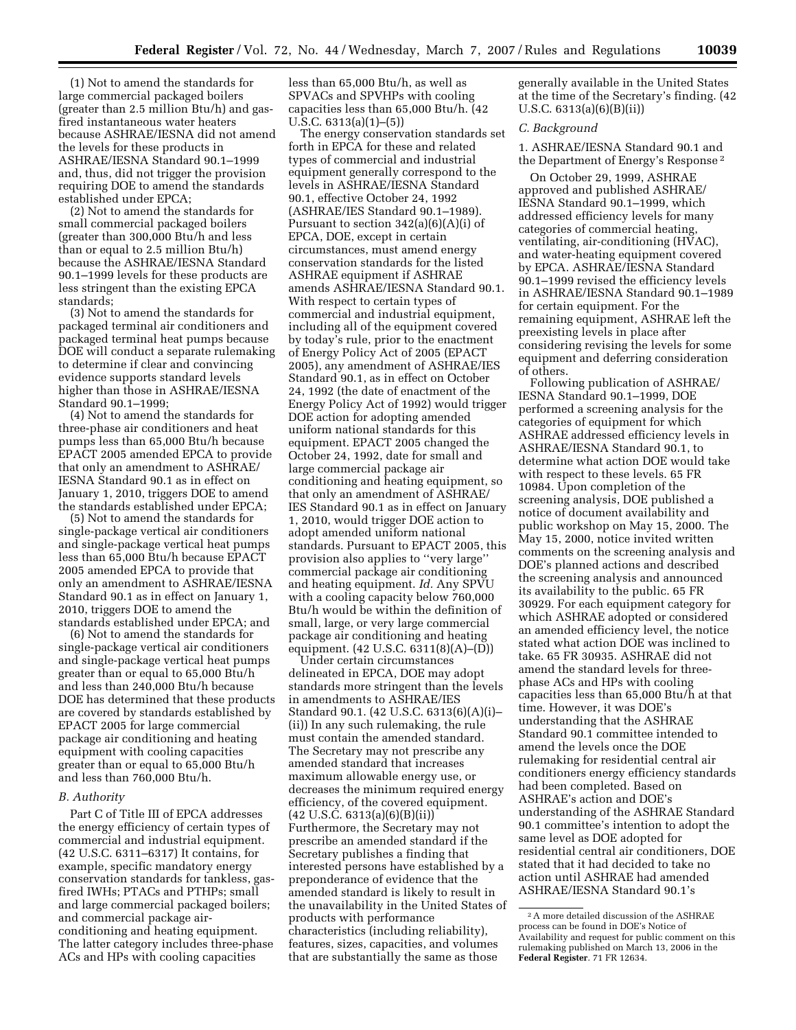(1) Not to amend the standards for large commercial packaged boilers (greater than 2.5 million Btu/h) and gas-fired instantaneous water heaters because ASHRAE/IESNA did not amend the levels for these products in ASHRAE/IESNA Standard 90.1–1999 and, thus, did not trigger the provision requiring DOE to amend the standards established under EPCA;

(2) Not to amend the standards for small commercial packaged boilers (greater than 300,000 Btu/h and less than or equal to 2.5 million Btu/h) because the ASHRAE/IESNA Standard 90.1–1999 levels for these products are less stringent than the existing EPCA standards;

(3) Not to amend the standards for packaged terminal air conditioners and packaged terminal heat pumps because DOE will conduct a separate rulemaking to determine if clear and convincing evidence supports standard levels higher than those in ASHRAE/IESNA Standard 90.1–1999;

(4) Not to amend the standards for three-phase air conditioners and heat pumps less than 65,000 Btu/h because EPACT 2005 amended EPCA to provide that only an amendment to ASHRAE/IESNA Standard 90.1 as in effect on January 1, 2010, triggers DOE to amend the standards established under EPCA;

(5) Not to amend the standards for single-package vertical air conditioners and single-package vertical heat pumps less than 65,000 Btu/h because EPACT 2005 amended EPCA to provide that only an amendment to ASHRAE/IESNA Standard 90.1 as in effect on January 1, 2010, triggers DOE to amend the standards established under EPCA; and

(6) Not to amend the standards for single-package vertical air conditioners and single-package vertical heat pumps greater than or equal to 65,000 Btu/h and less than 240,000 Btu/h because DOE has determined that these products are covered by standards established by EPACT 2005 for large commercial package air conditioning and heating equipment with cooling capacities greater than or equal to 65,000 Btu/h and less than 760,000 Btu/h.

### *B. Authority*

Part C of Title III of EPCA addresses the energy efficiency of certain types of commercial and industrial equipment. (42 U.S.C. 6311–6317) It contains, for example, specific mandatory energy conservation standards for tankless, gas-fired IWHs; PTACs and PTHPs; small and large commercial packaged boilers; and commercial package air-conditioning and heating equipment. The latter category includes three-phase ACs and HPs with cooling capacities less than 65,000 Btu/h, as well as SPVACs and SPVHPs with cooling capacities less than 65,000 Btu/h. (42 U.S.C. 6313(a)(1)–(5))

The energy conservation standards set forth in EPCA for these and related types of commercial and industrial equipment generally correspond to the levels in ASHRAE/IESNA Standard 90.1, effective October 24, 1992 (ASHRAE/IES Standard 90.1–1989). Pursuant to section 342(a)(6)(A)(i) of EPCA, DOE, except in certain circumstances, must amend energy conservation standards for the listed ASHRAE equipment if ASHRAE amends ASHRAE/IESNA Standard 90.1. With respect to certain types of commercial and industrial equipment, including all of the equipment covered by today's rule, prior to the enactment of Energy Policy Act of 2005 (EPACT 2005), any amendment of ASHRAE/IES Standard 90.1, as in effect on October 24, 1992 (the date of enactment of the Energy Policy Act of 1992) would trigger DOE action for adopting amended uniform national standards for this equipment. EPACT 2005 changed the October 24, 1992, date for small and large commercial package air conditioning and heating equipment, so that only an amendment of ASHRAE/IES Standard 90.1 as in effect on January 1, 2010, would trigger DOE action to adopt amended uniform national standards. Pursuant to EPACT 2005, this provision also applies to ''very large'' commercial package air conditioning and heating equipment. *Id.* Any SPVU with a cooling capacity below 760,000 Btu/h would be within the definition of small, large, or very large commercial package air conditioning and heating equipment. (42 U.S.C. 6311(8)(A)–(D))

Under certain circumstances delineated in EPCA, DOE may adopt standards more stringent than the levels in amendments to ASHRAE/IES Standard 90.1. (42 U.S.C. 6313(6)(A)(i)–(ii)) In any such rulemaking, the rule must contain the amended standard. The Secretary may not prescribe any amended standard that increases maximum allowable energy use, or decreases the minimum required energy efficiency, of the covered equipment. (42 U.S.C. 6313(a)(6)(B)(ii)) Furthermore, the Secretary may not prescribe an amended standard if the Secretary publishes a finding that interested persons have established by a preponderance of evidence that the amended standard is likely to result in the unavailability in the United States of products with performance characteristics (including reliability), features, sizes, capacities, and volumes that are substantially the same as those generally available in the United States at the time of the Secretary's finding. (42 U.S.C. 6313(a)(6)(B)(ii))

### *C. Background*

#### 1. ASHRAE/IESNA Standard 90.1 and the Department of Energy's Response [2]

On October 29, 1999, ASHRAE approved and published ASHRAE/IESNA Standard 90.1–1999, which addressed efficiency levels for many categories of commercial heating, ventilating, air-conditioning (HVAC), and water-heating equipment covered by EPCA. ASHRAE/IESNA Standard 90.1–1999 revised the efficiency levels in ASHRAE/IESNA Standard 90.1–1989 for certain equipment. For the remaining equipment, ASHRAE left the preexisting levels in place after considering revising the levels for some equipment and deferring consideration of others.

Following publication of ASHRAE/IESNA Standard 90.1–1999, DOE performed a screening analysis for the categories of equipment for which ASHRAE addressed efficiency levels in ASHRAE/IESNA Standard 90.1, to determine what action DOE would take with respect to these levels. 65 FR 10984. Upon completion of the screening analysis, DOE published a notice of document availability and public workshop on May 15, 2000. The May 15, 2000, notice invited written comments on the screening analysis and DOE's planned actions and described the screening analysis and announced its availability to the public. 65 FR 30929. For each equipment category for which ASHRAE adopted or considered an amended efficiency level, the notice stated what action DOE was inclined to take. 65 FR 30935. ASHRAE did not amend the standard levels for three-phase ACs and HPs with cooling capacities less than 65,000 Btu/h at that time. However, it was DOE's understanding that the ASHRAE Standard 90.1 committee intended to amend the levels once the DOE rulemaking for residential central air conditioners energy efficiency standards had been completed. Based on ASHRAE's action and DOE's understanding of the ASHRAE Standard 90.1 committee's intention to adopt the same level as DOE adopted for residential central air conditioners, DOE stated that it had decided to take no action until ASHRAE had amended ASHRAE/IESNA Standard 90.1's

[2] A more detailed discussion of the ASHRAE process can be found in DOE's Notice of Availability and request for public comment on this rulemaking published on March 13, 2006 in the **Federal Register**. 71 FR 12634.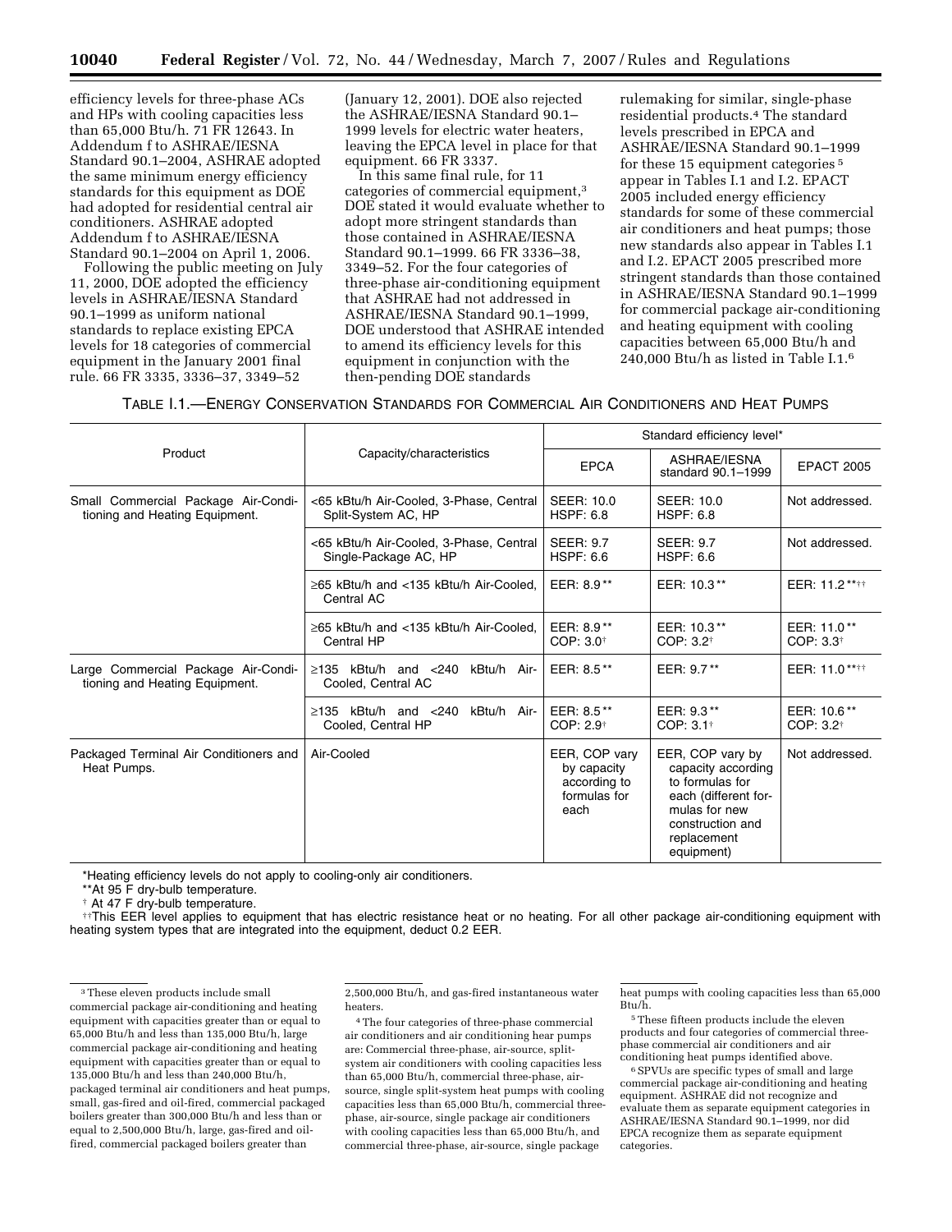efficiency levels for three-phase ACs and HPs with cooling capacities less than 65,000 Btu/h. 71 FR 12643. In Addendum f to ASHRAE/IESNA Standard 90.1–2004, ASHRAE adopted the same minimum energy efficiency standards for this equipment as DOE had adopted for residential central air conditioners. ASHRAE adopted Addendum f to ASHRAE/IESNA Standard 90.1–2004 on April 1, 2006.

Following the public meeting on July 11, 2000, DOE adopted the efficiency levels in ASHRAE/IESNA Standard 90.1–1999 as uniform national standards to replace existing EPCA levels for 18 categories of commercial equipment in the January 2001 final rule. 66 FR 3335, 3336–37, 3349–52 (January 12, 2001). DOE also rejected the ASHRAE/IESNA Standard 90.1–1999 levels for electric water heaters, leaving the EPCA level in place for that equipment. 66 FR 3337.

In this same final rule, for 11 categories of commercial equipment,[3] DOE stated it would evaluate whether to adopt more stringent standards than those contained in ASHRAE/IESNA Standard 90.1–1999. 66 FR 3336–38, 3349–52. For the four categories of three-phase air-conditioning equipment that ASHRAE had not addressed in ASHRAE/IESNA Standard 90.1–1999, DOE understood that ASHRAE intended to amend its efficiency levels for this equipment in conjunction with the then-pending DOE standards rulemaking for similar, single-phase residential products.[4] The standard levels prescribed in EPCA and ASHRAE/IESNA Standard 90.1–1999 for these 15 equipment categories [5] appear in Tables I.1 and I.2. EPACT 2005 included energy efficiency standards for some of these commercial air conditioners and heat pumps; those new standards also appear in Tables I.1 and I.2. EPACT 2005 prescribed more stringent standards than those contained in ASHRAE/IESNA Standard 90.1–1999 for commercial package air-conditioning and heating equipment with cooling capacities between 65,000 Btu/h and 240,000 Btu/h as listed in Table I.1.[6]

TABLE I.1.—ENERGY CONSERVATION STANDARDS FOR COMMERCIAL AIR CONDITIONERS AND HEAT PUMPS

| Product | Capacity/characteristics | Standard efficiency level* | | |
|---|---|---|---|---|
| | | EPCA | ASHRAE/IESNA standard 90.1–1999 | EPACT 2005 |
| Small Commercial Package Air-Conditioning and Heating Equipment. | <65 kBtu/h Air-Cooled, 3-Phase, Central Split-System AC, HP | SEER: 10.0<br>HSPF: 6.8 | SEER: 10.0<br>HSPF: 6.8 | Not addressed. |
| | <65 kBtu/h Air-Cooled, 3-Phase, Central Single-Package AC, HP | SEER: 9.7<br>HSPF: 6.6 | SEER: 9.7<br>HSPF: 6.6 | Not addressed. |
| | ≥65 kBtu/h and <135 kBtu/h Air-Cooled, Central AC | EER: 8.9** | EER: 10.3** | EER: 11.2**†† |
| | ≥65 kBtu/h and <135 kBtu/h Air-Cooled, Central HP | EER: 8.9**<br>COP: 3.0† | EER: 10.3**<br>COP: 3.2† | EER: 11.0**<br>COP: 3.3† |
| Large Commercial Package Air-Conditioning and Heating Equipment. | ≥135 kBtu/h and <240 kBtu/h Air-Cooled, Central AC | EER: 8.5** | EER: 9.7** | EER: 11.0**†† |
| | ≥135 kBtu/h and <240 kBtu/h Air-Cooled, Central HP | EER: 8.5**<br>COP: 2.9† | EER: 9.3**<br>COP: 3.1† | EER: 10.6**<br>COP: 3.2† |
| Packaged Terminal Air Conditioners and Heat Pumps. | Air-Cooled | EER, COP vary by capacity according to formulas for each | EER, COP vary by capacity according to formulas for each (different formulas for new construction and replacement equipment) | Not addressed. |

*Heating efficiency levels do not apply to cooling-only air conditioners.
**At 95 F dry-bulb temperature.
† At 47 F dry-bulb temperature.
††This EER level applies to equipment that has electric resistance heat or no heating. For all other package air-conditioning equipment with heating system types that are integrated into the equipment, deduct 0.2 EER.

[3] These eleven products include small commercial package air-conditioning and heating equipment with capacities greater than or equal to 65,000 Btu/h and less than 135,000 Btu/h, large commercial package air-conditioning and heating equipment with capacities greater than or equal to 135,000 Btu/h and less than 240,000 Btu/h, packaged terminal air conditioners and heat pumps, small, gas-fired and oil-fired, commercial packaged boilers greater than 300,000 Btu/h and less than or equal to 2,500,000 Btu/h, large, gas-fired and oil-fired, commercial packaged boilers greater than 2,500,000 Btu/h, and gas-fired instantaneous water heaters.

[4] The four categories of three-phase commercial air conditioners and air conditioning hear pumps are: Commercial three-phase, air-source, split-system air conditioners with cooling capacities less than 65,000 Btu/h, commercial three-phase, air-source, single split-system heat pumps with cooling capacities less than 65,000 Btu/h, commercial three-phase, air-source, single package air conditioners with cooling capacities less than 65,000 Btu/h, and commercial three-phase, air-source, single package heat pumps with cooling capacities less than 65,000 Btu/h.

[5] These fifteen products include the eleven products and four categories of commercial three-phase commercial air conditioners and air conditioning heat pumps identified above.

[6] SPVUs are specific types of small and large commercial package air-conditioning and heating equipment. ASHRAE did not recognize and evaluate them as separate equipment categories in ASHRAE/IESNA Standard 90.1–1999, nor did EPCA recognize them as separate equipment categories.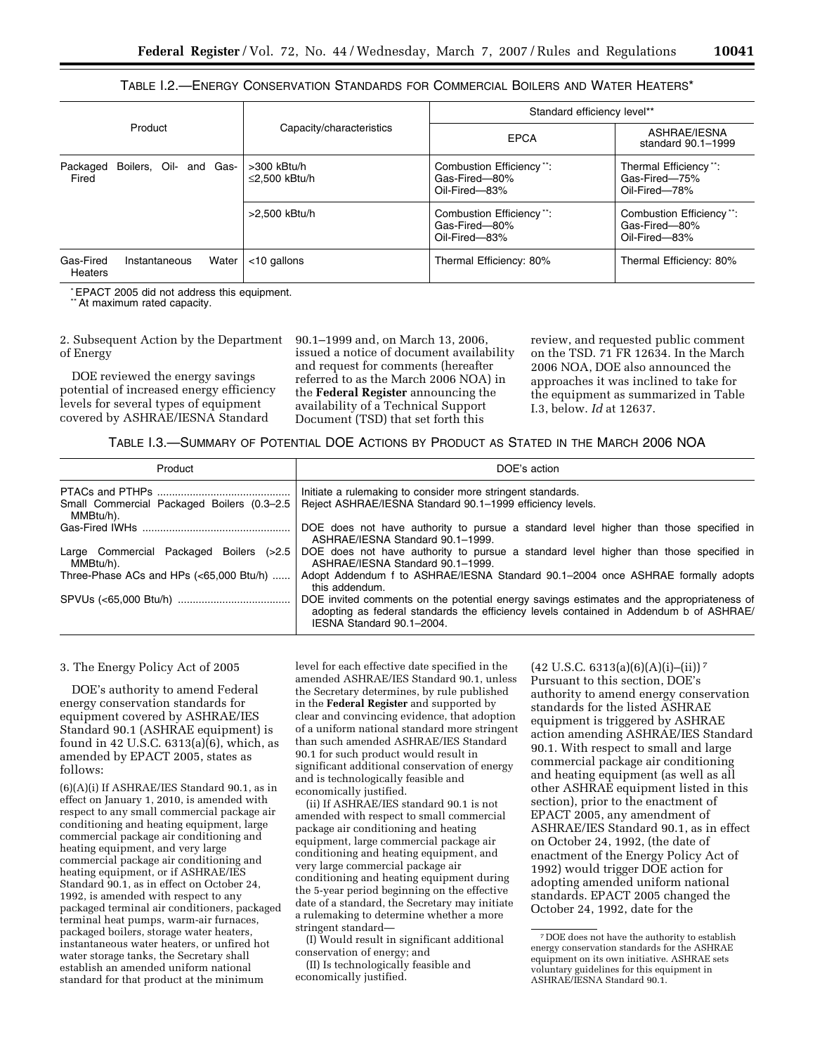TABLE I.2.—ENERGY CONSERVATION STANDARDS FOR COMMERCIAL BOILERS AND WATER HEATERS*

| Product | Capacity/characteristics | Standard efficiency level** | |
|---|---|---|---|
| | | EPCA | ASHRAE/IESNA standard 90.1–1999 |
| Packaged Boilers, Oil- and Gas-Fired | >300 kBtu/h ≤2,500 kBtu/h | Combustion Efficiency**: Gas-Fired—80% Oil-Fired—83% | Thermal Efficiency**: Gas-Fired—75% Oil-Fired—78% |
| | >2,500 kBtu/h | Combustion Efficiency**: Gas-Fired—80% Oil-Fired—83% | Combustion Efficiency**: Gas-Fired—80% Oil-Fired—83% |
| Gas-Fired Instantaneous Water Heaters | <10 gallons | Thermal Efficiency: 80% | Thermal Efficiency: 80% |

* EPACT 2005 did not address this equipment.
** At maximum rated capacity.

2. Subsequent Action by the Department of Energy

DOE reviewed the energy savings potential of increased energy efficiency levels for several types of equipment covered by ASHRAE/IESNA Standard 90.1–1999 and, on March 13, 2006, issued a notice of document availability and request for comments (hereafter referred to as the March 2006 NOA) in the **Federal Register** announcing the availability of a Technical Support Document (TSD) that set forth this review, and requested public comment on the TSD. 71 FR 12634. In the March 2006 NOA, DOE also announced the approaches it was inclined to take for the equipment as summarized in Table I.3, below. *Id* at 12637.

TABLE I.3.—SUMMARY OF POTENTIAL DOE ACTIONS BY PRODUCT AS STATED IN THE MARCH 2006 NOA

| Product | DOE's action |
|---|---|
| PTACs and PTHPs | Initiate a rulemaking to consider more stringent standards. |
| Small Commercial Packaged Boilers (0.3–2.5 MMBtu/h). | Reject ASHRAE/IESNA Standard 90.1–1999 efficiency levels. |
| Gas-Fired IWHs | DOE does not have authority to pursue a standard level higher than those specified in ASHRAE/IESNA Standard 90.1–1999. |
| Large Commercial Packaged Boilers (>2.5 MMBtu/h). | DOE does not have authority to pursue a standard level higher than those specified in ASHRAE/IESNA Standard 90.1–1999. |
| Three-Phase ACs and HPs (<65,000 Btu/h) | Adopt Addendum f to ASHRAE/IESNA Standard 90.1–2004 once ASHRAE formally adopts this addendum. |
| SPVUs (<65,000 Btu/h) | DOE invited comments on the potential energy savings estimates and the appropriateness of adopting as federal standards the efficiency levels contained in Addendum b of ASHRAE/IESNA Standard 90.1–2004. |

3. The Energy Policy Act of 2005

DOE's authority to amend Federal energy conservation standards for equipment covered by ASHRAE/IES Standard 90.1 (ASHRAE equipment) is found in 42 U.S.C. 6313(a)(6), which, as amended by EPACT 2005, states as follows:

(6)(A)(i) If ASHRAE/IES Standard 90.1, as in effect on January 1, 2010, is amended with respect to any small commercial package air conditioning and heating equipment, large commercial package air conditioning and heating equipment, and very large commercial package air conditioning and heating equipment, or if ASHRAE/IES Standard 90.1, as in effect on October 24, 1992, is amended with respect to any packaged terminal air conditioners, packaged terminal heat pumps, warm-air furnaces, packaged boilers, storage water heaters, instantaneous water heaters, or unfired hot water storage tanks, the Secretary shall establish an amended uniform national standard for that product at the minimum level for each effective date specified in the amended ASHRAE/IES Standard 90.1, unless the Secretary determines, by rule published in the **Federal Register** and supported by clear and convincing evidence, that adoption of a uniform national standard more stringent than such amended ASHRAE/IES Standard 90.1 for such product would result in significant additional conservation of energy and is technologically feasible and economically justified.

(ii) If ASHRAE/IES standard 90.1 is not amended with respect to small commercial package air conditioning and heating equipment, large commercial package air conditioning and heating equipment, and very large commercial package air conditioning and heating equipment during the 5-year period beginning on the effective date of a standard, the Secretary may initiate a rulemaking to determine whether a more stringent standard—

(I) Would result in significant additional conservation of energy; and

(II) Is technologically feasible and economically justified.

(42 U.S.C. 6313(a)(6)(A)(i)–(ii)) [7] Pursuant to this section, DOE's authority to amend energy conservation standards for the listed ASHRAE equipment is triggered by ASHRAE action amending ASHRAE/IES Standard 90.1. With respect to small and large commercial package air conditioning and heating equipment (as well as all other ASHRAE equipment listed in this section), prior to the enactment of EPACT 2005, any amendment of ASHRAE/IES Standard 90.1, as in effect on October 24, 1992, (the date of enactment of the Energy Policy Act of 1992) would trigger DOE action for adopting amended uniform national standards. EPACT 2005 changed the October 24, 1992, date for the

[7] DOE does not have the authority to establish energy conservation standards for the ASHRAE equipment on its own initiative. ASHRAE sets voluntary guidelines for this equipment in ASHRAE/IESNA Standard 90.1.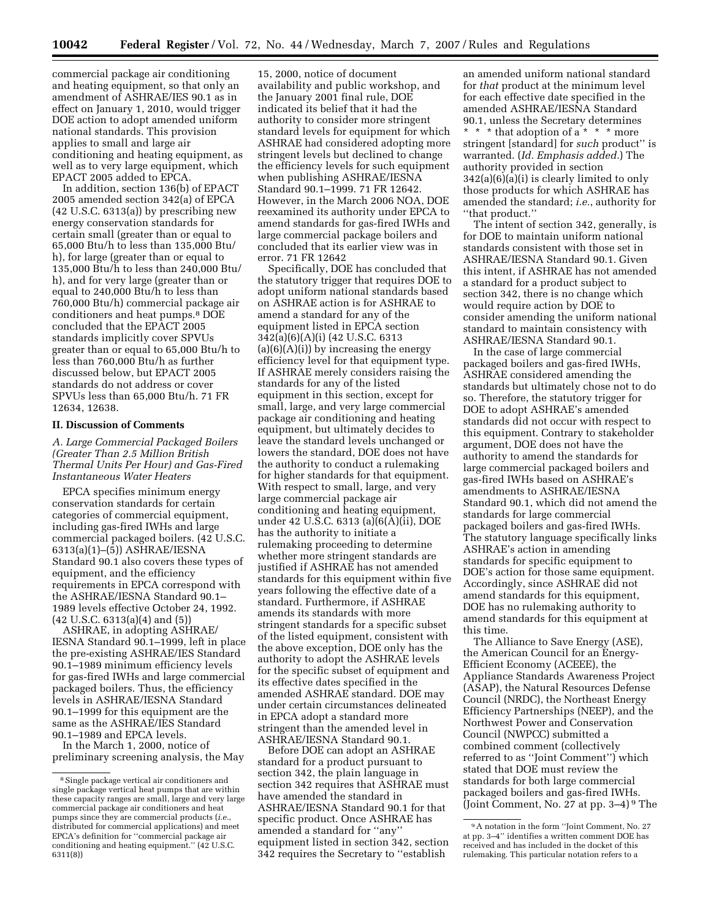commercial package air conditioning and heating equipment, so that only an amendment of ASHRAE/IES 90.1 as in effect on January 1, 2010, would trigger DOE action to adopt amended uniform national standards. This provision applies to small and large air conditioning and heating equipment, as well as to very large equipment, which EPACT 2005 added to EPCA.

In addition, section 136(b) of EPACT 2005 amended section 342(a) of EPCA (42 U.S.C. 6313(a)) by prescribing new energy conservation standards for certain small (greater than or equal to 65,000 Btu/h to less than 135,000 Btu/h), for large (greater than or equal to 135,000 Btu/h to less than 240,000 Btu/h), and for very large (greater than or equal to 240,000 Btu/h to less than 760,000 Btu/h) commercial package air conditioners and heat pumps.[8] DOE concluded that the EPACT 2005 standards implicitly cover SPVUs greater than or equal to 65,000 Btu/h to less than 760,000 Btu/h as further discussed below, but EPACT 2005 standards do not address or cover SPVUs less than 65,000 Btu/h. 71 FR 12634, 12638.

## II. Discussion of Comments

### *A. Large Commercial Packaged Boilers (Greater Than 2.5 Million British Thermal Units Per Hour) and Gas-Fired Instantaneous Water Heaters*

EPCA specifies minimum energy conservation standards for certain categories of commercial equipment, including gas-fired IWHs and large commercial packaged boilers. (42 U.S.C. 6313(a)(1)–(5)) ASHRAE/IESNA Standard 90.1 also covers these types of equipment, and the efficiency requirements in EPCA correspond with the ASHRAE/IESNA Standard 90.1–1989 levels effective October 24, 1992. (42 U.S.C. 6313(a)(4) and (5))

ASHRAE, in adopting ASHRAE/IESNA Standard 90.1–1999, left in place the pre-existing ASHRAE/IES Standard 90.1–1989 minimum efficiency levels for gas-fired IWHs and large commercial packaged boilers. Thus, the efficiency levels in ASHRAE/IESNA Standard 90.1–1999 for this equipment are the same as the ASHRAE/IES Standard 90.1–1989 and EPCA levels.

In the March 1, 2000, notice of preliminary screening analysis, the May 15, 2000, notice of document availability and public workshop, and the January 2001 final rule, DOE indicated its belief that it had the authority to consider more stringent standard levels for equipment for which ASHRAE had considered adopting more stringent levels but declined to change the efficiency levels for such equipment when publishing ASHRAE/IESNA Standard 90.1–1999. 71 FR 12642. However, in the March 2006 NOA, DOE reexamined its authority under EPCA to amend standards for gas-fired IWHs and large commercial package boilers and concluded that its earlier view was in error. 71 FR 12642

Specifically, DOE has concluded that the statutory trigger that requires DOE to adopt uniform national standards based on ASHRAE action is for ASHRAE to amend a standard for any of the equipment listed in EPCA section 342(a)(6)(A)(i) (42 U.S.C. 6313 (a)(6)(A)(i)) by increasing the energy efficiency level for that equipment type. If ASHRAE merely considers raising the standards for any of the listed equipment in this section, except for small, large, and very large commercial package air conditioning and heating equipment, but ultimately decides to leave the standard levels unchanged or lowers the standard, DOE does not have the authority to conduct a rulemaking for higher standards for that equipment. With respect to small, large, and very large commercial package air conditioning and heating equipment, under 42 U.S.C. 6313 (a)(6(A)(ii), DOE has the authority to initiate a rulemaking proceeding to determine whether more stringent standards are justified if ASHRAE has not amended standards for this equipment within five years following the effective date of a standard. Furthermore, if ASHRAE amends its standards with more stringent standards for a specific subset of the listed equipment, consistent with the above exception, DOE only has the authority to adopt the ASHRAE levels for the specific subset of equipment and its effective dates specified in the amended ASHRAE standard. DOE may under certain circumstances delineated in EPCA adopt a standard more stringent than the amended level in ASHRAE/IESNA Standard 90.1.

Before DOE can adopt an ASHRAE standard for a product pursuant to section 342, the plain language in section 342 requires that ASHRAE must have amended the standard in ASHRAE/IESNA Standard 90.1 for that specific product. Once ASHRAE has amended a standard for "any" equipment listed in section 342, section 342 requires the Secretary to "establish an amended uniform national standard for *that* product at the minimum level for each effective date specified in the amended ASHRAE/IESNA Standard 90.1, unless the Secretary determines * * * that adoption of a * * * more stringent [standard] for *such* product" is warranted. (*Id. Emphasis added.*) The authority provided in section 342(a)(6)(a)(i) is clearly limited to only those products for which ASHRAE has amended the standard; *i.e.*, authority for "that product."

The intent of section 342, generally, is for DOE to maintain uniform national standards consistent with those set in ASHRAE/IESNA Standard 90.1. Given this intent, if ASHRAE has not amended a standard for a product subject to section 342, there is no change which would require action by DOE to consider amending the uniform national standard to maintain consistency with ASHRAE/IESNA Standard 90.1.

In the case of large commercial packaged boilers and gas-fired IWHs, ASHRAE considered amending the standards but ultimately chose not to do so. Therefore, the statutory trigger for DOE to adopt ASHRAE's amended standards did not occur with respect to this equipment. Contrary to stakeholder argument, DOE does not have the authority to amend the standards for large commercial packaged boilers and gas-fired IWHs based on ASHRAE's amendments to ASHRAE/IESNA Standard 90.1, which did not amend the standards for large commercial packaged boilers and gas-fired IWHs. The statutory language specifically links ASHRAE's action in amending standards for specific equipment to DOE's action for those same equipment. Accordingly, since ASHRAE did not amend standards for this equipment, DOE has no rulemaking authority to amend standards for this equipment at this time.

The Alliance to Save Energy (ASE), the American Council for an Energy-Efficient Economy (ACEEE), the Appliance Standards Awareness Project (ASAP), the Natural Resources Defense Council (NRDC), the Northeast Energy Efficiency Partnerships (NEEP), and the Northwest Power and Conservation Council (NWPCC) submitted a combined comment (collectively referred to as "Joint Comment") which stated that DOE must review the standards for both large commercial packaged boilers and gas-fired IWHs. (Joint Comment, No. 27 at pp. 3–4)[9] The

[8] Single package vertical air conditioners and single package vertical heat pumps that are within these capacity ranges are small, large and very large commercial package air conditioners and heat pumps since they are commercial products (*i.e.*, distributed for commercial applications) and meet EPCA's definition for "commercial package air conditioning and heating equipment." (42 U.S.C. 6311(8))

[9] A notation in the form "Joint Comment, No. 27 at pp. 3–4" identifies a written comment DOE has received and has included in the docket of this rulemaking. This particular notation refers to a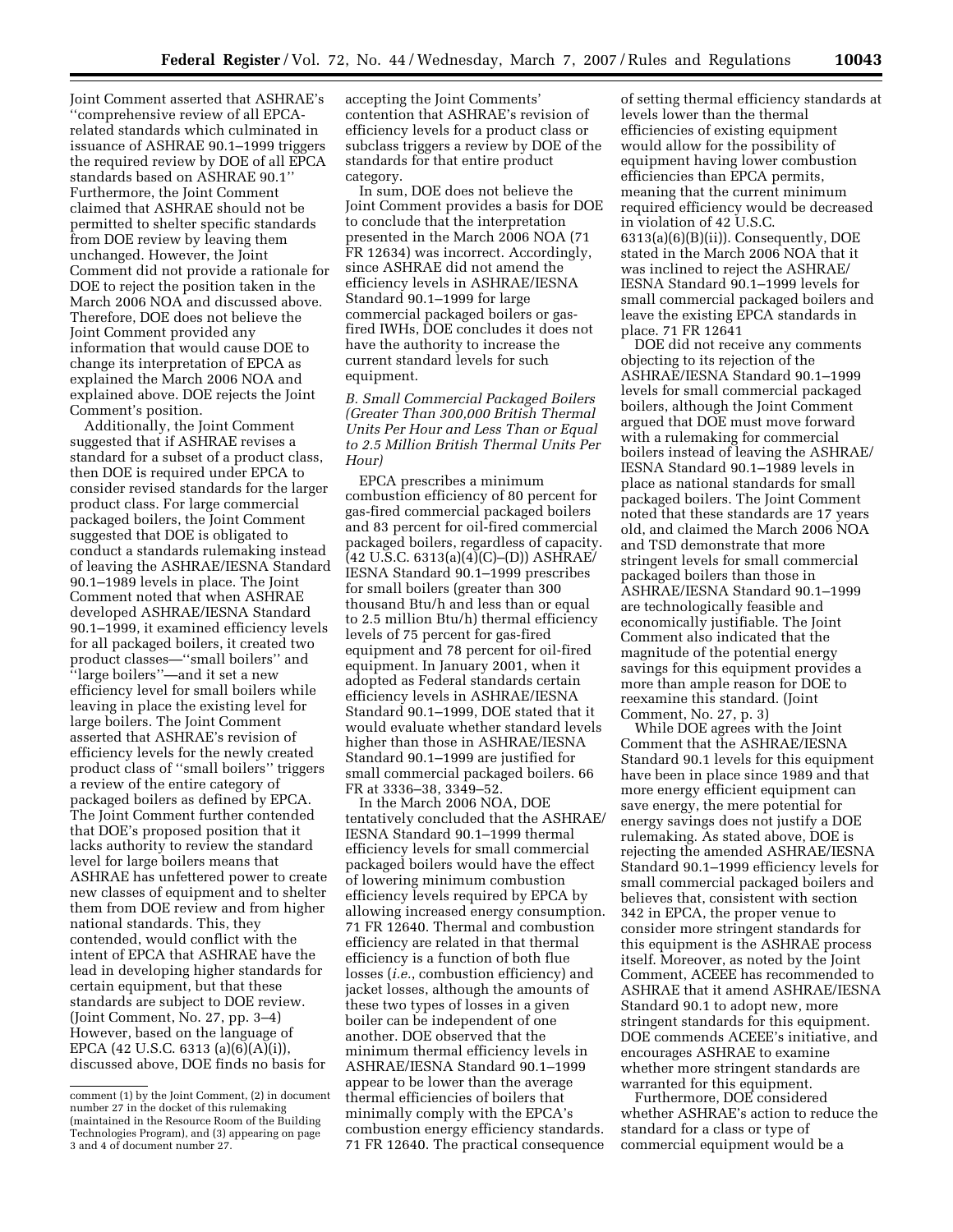Joint Comment asserted that ASHRAE's ''comprehensive review of all EPCA-related standards which culminated in issuance of ASHRAE 90.1–1999 triggers the required review by DOE of all EPCA standards based on ASHRAE 90.1'' Furthermore, the Joint Comment claimed that ASHRAE should not be permitted to shelter specific standards from DOE review by leaving them unchanged. However, the Joint Comment did not provide a rationale for DOE to reject the position taken in the March 2006 NOA and discussed above. Therefore, DOE does not believe the Joint Comment provided any information that would cause DOE to change its interpretation of EPCA as explained the March 2006 NOA and explained above. DOE rejects the Joint Comment's position.

Additionally, the Joint Comment suggested that if ASHRAE revises a standard for a subset of a product class, then DOE is required under EPCA to consider revised standards for the larger product class. For large commercial packaged boilers, the Joint Comment suggested that DOE is obligated to conduct a standards rulemaking instead of leaving the ASHRAE/IESNA Standard 90.1–1989 levels in place. The Joint Comment noted that when ASHRAE developed ASHRAE/IESNA Standard 90.1–1999, it examined efficiency levels for all packaged boilers, it created two product classes—''small boilers'' and ''large boilers''—and it set a new efficiency level for small boilers while leaving in place the existing level for large boilers. The Joint Comment asserted that ASHRAE's revision of efficiency levels for the newly created product class of ''small boilers'' triggers a review of the entire category of packaged boilers as defined by EPCA. The Joint Comment further contended that DOE's proposed position that it lacks authority to review the standard level for large boilers means that ASHRAE has unfettered power to create new classes of equipment and to shelter them from DOE review and from higher national standards. This, they contended, would conflict with the intent of EPCA that ASHRAE have the lead in developing higher standards for certain equipment, but that these standards are subject to DOE review. (Joint Comment, No. 27, pp. 3–4) However, based on the language of EPCA (42 U.S.C. 6313 (a)(6)(A)(i)), discussed above, DOE finds no basis for accepting the Joint Comments' contention that ASHRAE's revision of efficiency levels for a product class or subclass triggers a review by DOE of the standards for that entire product category.

In sum, DOE does not believe the Joint Comment provides a basis for DOE to conclude that the interpretation presented in the March 2006 NOA (71 FR 12634) was incorrect. Accordingly, since ASHRAE did not amend the efficiency levels in ASHRAE/IESNA Standard 90.1–1999 for large commercial packaged boilers or gas-fired IWHs, DOE concludes it does not have the authority to increase the current standard levels for such equipment.

### *B. Small Commercial Packaged Boilers (Greater Than 300,000 British Thermal Units Per Hour and Less Than or Equal to 2.5 Million British Thermal Units Per Hour)*

EPCA prescribes a minimum combustion efficiency of 80 percent for gas-fired commercial packaged boilers and 83 percent for oil-fired commercial packaged boilers, regardless of capacity. (42 U.S.C. 6313(a)(4)(C)–(D)) ASHRAE/IESNA Standard 90.1–1999 prescribes for small boilers (greater than 300 thousand Btu/h and less than or equal to 2.5 million Btu/h) thermal efficiency levels of 75 percent for gas-fired equipment and 78 percent for oil-fired equipment. In January 2001, when it adopted as Federal standards certain efficiency levels in ASHRAE/IESNA Standard 90.1–1999, DOE stated that it would evaluate whether standard levels higher than those in ASHRAE/IESNA Standard 90.1–1999 are justified for small commercial packaged boilers. 66 FR at 3336–38, 3349–52.

In the March 2006 NOA, DOE tentatively concluded that the ASHRAE/IESNA Standard 90.1–1999 thermal efficiency levels for small commercial packaged boilers would have the effect of lowering minimum combustion efficiency levels required by EPCA by allowing increased energy consumption. 71 FR 12640. Thermal and combustion efficiency are related in that thermal efficiency is a function of both flue losses (*i.e.*, combustion efficiency) and jacket losses, although the amounts of these two types of losses in a given boiler can be independent of one another. DOE observed that the minimum thermal efficiency levels in ASHRAE/IESNA Standard 90.1–1999 appear to be lower than the average thermal efficiencies of boilers that minimally comply with the EPCA's combustion energy efficiency standards. 71 FR 12640. The practical consequence of setting thermal efficiency standards at levels lower than the thermal efficiencies of existing equipment would allow for the possibility of equipment having lower combustion efficiencies than EPCA permits, meaning that the current minimum required efficiency would be decreased in violation of 42 U.S.C. 6313(a)(6)(B)(ii)). Consequently, DOE stated in the March 2006 NOA that it was inclined to reject the ASHRAE/IESNA Standard 90.1–1999 levels for small commercial packaged boilers and leave the existing EPCA standards in place. 71 FR 12641

DOE did not receive any comments objecting to its rejection of the ASHRAE/IESNA Standard 90.1–1999 levels for small commercial packaged boilers, although the Joint Comment argued that DOE must move forward with a rulemaking for commercial boilers instead of leaving the ASHRAE/IESNA Standard 90.1–1989 levels in place as national standards for small packaged boilers. The Joint Comment noted that these standards are 17 years old, and claimed the March 2006 NOA and TSD demonstrate that more stringent levels for small commercial packaged boilers than those in ASHRAE/IESNA Standard 90.1–1999 are technologically feasible and economically justifiable. The Joint Comment also indicated that the magnitude of the potential energy savings for this equipment provides a more than ample reason for DOE to reexamine this standard. (Joint Comment, No. 27, p. 3)

While DOE agrees with the Joint Comment that the ASHRAE/IESNA Standard 90.1 levels for this equipment have been in place since 1989 and that more energy efficient equipment can save energy, the mere potential for energy savings does not justify a DOE rulemaking. As stated above, DOE is rejecting the amended ASHRAE/IESNA Standard 90.1–1999 efficiency levels for small commercial packaged boilers and believes that, consistent with section 342 in EPCA, the proper venue to consider more stringent standards for this equipment is the ASHRAE process itself. Moreover, as noted by the Joint Comment, ACEEE has recommended to ASHRAE that it amend ASHRAE/IESNA Standard 90.1 to adopt new, more stringent standards for this equipment. DOE commends ACEEE's initiative, and encourages ASHRAE to examine whether more stringent standards are warranted for this equipment.

Furthermore, DOE considered whether ASHRAE's action to reduce the standard for a class or type of commercial equipment would be a

---

comment (1) by the Joint Comment, (2) in document number 27 in the docket of this rulemaking (maintained in the Resource Room of the Building Technologies Program), and (3) appearing on page 3 and 4 of document number 27.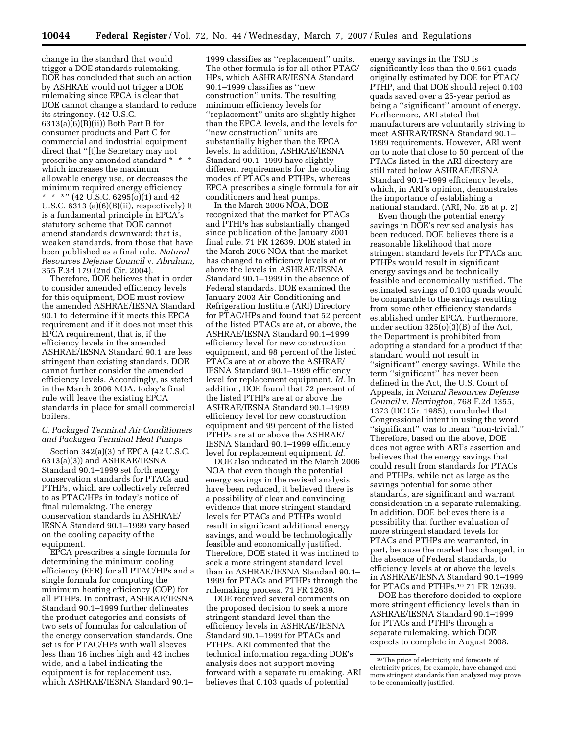change in the standard that would trigger a DOE standards rulemaking. DOE has concluded that such an action by ASHRAE would not trigger a DOE rulemaking since EPCA is clear that DOE cannot change a standard to reduce its stringency. (42 U.S.C. 6313(a)(6)(B)(ii)) Both Part B for consumer products and Part C for commercial and industrial equipment direct that ''[t]he Secretary may not prescribe any amended standard * * * which increases the maximum allowable energy use, or decreases the minimum required energy efficiency * * *'' (42 U.S.C. 6295(o)(1) and 42 U.S.C. 6313 (a)(6)(B)(ii), respectively) It is a fundamental principle in EPCA's statutory scheme that DOE cannot amend standards downward; that is, weaken standards, from those that have been published as a final rule. *Natural Resources Defense Council* v. *Abraham,* 355 F.3d 179 (2nd Cir. 2004).

Therefore, DOE believes that in order to consider amended efficiency levels for this equipment, DOE must review the amended ASHRAE/IESNA Standard 90.1 to determine if it meets this EPCA requirement and if it does not meet this EPCA requirement, that is, if the efficiency levels in the amended ASHRAE/IESNA Standard 90.1 are less stringent than existing standards, DOE cannot further consider the amended efficiency levels. Accordingly, as stated in the March 2006 NOA, today's final rule will leave the existing EPCA standards in place for small commercial boilers.

### *C. Packaged Terminal Air Conditioners and Packaged Terminal Heat Pumps*

Section 342(a)(3) of EPCA (42 U.S.C. 6313(a)(3)) and ASHRAE/IESNA Standard 90.1–1999 set forth energy conservation standards for PTACs and PTHPs, which are collectively referred to as PTAC/HPs in today's notice of final rulemaking. The energy conservation standards in ASHRAE/IESNA Standard 90.1–1999 vary based on the cooling capacity of the equipment.

EPCA prescribes a single formula for determining the minimum cooling efficiency (EER) for all PTAC/HPs and a single formula for computing the minimum heating efficiency (COP) for all PTHPs. In contrast, ASHRAE/IESNA Standard 90.1–1999 further delineates the product categories and consists of two sets of formulas for calculation of the energy conservation standards. One set is for PTAC/HPs with wall sleeves less than 16 inches high and 42 inches wide, and a label indicating the equipment is for replacement use, which ASHRAE/IESNA Standard 90.1–1999 classifies as ''replacement'' units. The other formula is for all other PTAC/HPs, which ASHRAE/IESNA Standard 90.1–1999 classifies as ''new construction'' units. The resulting minimum efficiency levels for ''replacement'' units are slightly higher than the EPCA levels, and the levels for ''new construction'' units are substantially higher than the EPCA levels. In addition, ASHRAE/IESNA Standard 90.1–1999 have slightly different requirements for the cooling modes of PTACs and PTHPs, whereas EPCA prescribes a single formula for air conditioners and heat pumps.

In the March 2006 NOA, DOE recognized that the market for PTACs and PTHPs has substantially changed since publication of the January 2001 final rule. 71 FR 12639. DOE stated in the March 2006 NOA that the market has changed to efficiency levels at or above the levels in ASHRAE/IESNA Standard 90.1–1999 in the absence of Federal standards. DOE examined the January 2003 Air-Conditioning and Refrigeration Institute (ARI) Directory for PTAC/HPs and found that 52 percent of the listed PTACs are at, or above, the ASHRAE/IESNA Standard 90.1–1999 efficiency level for new construction equipment, and 98 percent of the listed PTACs are at or above the ASHRAE/IESNA Standard 90.1–1999 efficiency level for replacement equipment. *Id.* In addition, DOE found that 72 percent of the listed PTHPs are at or above the ASHRAE/IESNA Standard 90.1–1999 efficiency level for new construction equipment and 99 percent of the listed PTHPs are at or above the ASHRAE/IESNA Standard 90.1–1999 efficiency level for replacement equipment. *Id.*

DOE also indicated in the March 2006 NOA that even though the potential energy savings in the revised analysis have been reduced, it believed there is a possibility of clear and convincing evidence that more stringent standard levels for PTACs and PTHPs would result in significant additional energy savings, and would be technologically feasible and economically justified. Therefore, DOE stated it was inclined to seek a more stringent standard level than in ASHRAE/IESNA Standard 90.1–1999 for PTACs and PTHPs through the rulemaking process. 71 FR 12639.

DOE received several comments on the proposed decision to seek a more stringent standard level than the efficiency levels in ASHRAE/IESNA Standard 90.1–1999 for PTACs and PTHPs. ARI commented that the technical information regarding DOE's analysis does not support moving forward with a separate rulemaking. ARI believes that 0.103 quads of potential energy savings in the TSD is significantly less than the 0.561 quads originally estimated by DOE for PTAC/PTHP, and that DOE should reject 0.103 quads saved over a 25-year period as being a ''significant'' amount of energy. Furthermore, ARI stated that manufacturers are voluntarily striving to meet ASHRAE/IESNA Standard 90.1–1999 requirements. However, ARI went on to note that close to 50 percent of the PTACs listed in the ARI directory are still rated below ASHRAE/IESNA Standard 90.1–1999 efficiency levels, which, in ARI's opinion, demonstrates the importance of establishing a national standard. (ARI, No. 26 at p. 2)

Even though the potential energy savings in DOE's revised analysis has been reduced, DOE believes there is a reasonable likelihood that more stringent standard levels for PTACs and PTHPs would result in significant energy savings and be technically feasible and economically justified. The estimated savings of 0.103 quads would be comparable to the savings resulting from some other efficiency standards established under EPCA. Furthermore, under section 325(o)(3)(B) of the Act, the Department is prohibited from adopting a standard for a product if that standard would not result in ''significant'' energy savings. While the term ''significant'' has never been defined in the Act, the U.S. Court of Appeals, in *Natural Resources Defense Council* v. *Herrington,* 768 F.2d 1355, 1373 (DC Cir. 1985), concluded that Congressional intent in using the word ''significant'' was to mean ''non-trivial.'' Therefore, based on the above, DOE does not agree with ARI's assertion and believes that the energy savings that could result from standards for PTACs and PTHPs, while not as large as the savings potential for some other standards, are significant and warrant consideration in a separate rulemaking. In addition, DOE believes there is a possibility that further evaluation of more stringent standard levels for PTACs and PTHPs are warranted, in part, because the market has changed, in the absence of Federal standards, to efficiency levels at or above the levels in ASHRAE/IESNA Standard 90.1–1999 for PTACs and PTHPs.[10] 71 FR 12639.

DOE has therefore decided to explore more stringent efficiency levels than in ASHRAE/IESNA Standard 90.1–1999 for PTACs and PTHPs through a separate rulemaking, which DOE expects to complete in August 2008.

[10] The price of electricity and forecasts of electricity prices, for example, have changed and more stringent standards than analyzed may prove to be economically justified.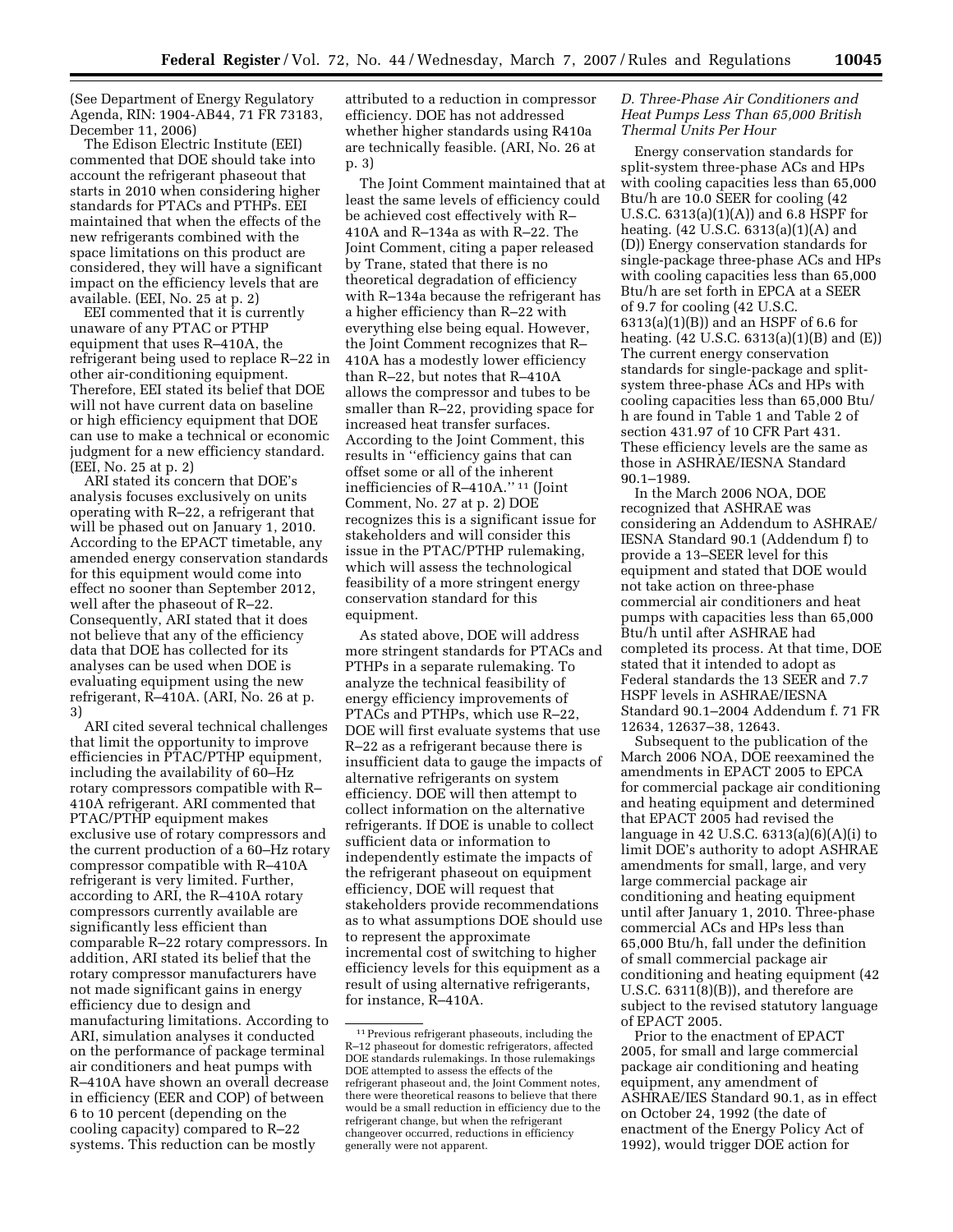(See Department of Energy Regulatory Agenda, RIN: 1904-AB44, 71 FR 73183, December 11, 2006)

The Edison Electric Institute (EEI) commented that DOE should take into account the refrigerant phaseout that starts in 2010 when considering higher standards for PTACs and PTHPs. EEI maintained that when the effects of the new refrigerants combined with the space limitations on this product are considered, they will have a significant impact on the efficiency levels that are available. (EEI, No. 25 at p. 2)

EEI commented that it is currently unaware of any PTAC or PTHP equipment that uses R–410A, the refrigerant being used to replace R–22 in other air-conditioning equipment. Therefore, EEI stated its belief that DOE will not have current data on baseline or high efficiency equipment that DOE can use to make a technical or economic judgment for a new efficiency standard. (EEI, No. 25 at p. 2)

ARI stated its concern that DOE's analysis focuses exclusively on units operating with R–22, a refrigerant that will be phased out on January 1, 2010. According to the EPACT timetable, any amended energy conservation standards for this equipment would come into effect no sooner than September 2012, well after the phaseout of R–22. Consequently, ARI stated that it does not believe that any of the efficiency data that DOE has collected for its analyses can be used when DOE is evaluating equipment using the new refrigerant, R–410A. (ARI, No. 26 at p. 3)

ARI cited several technical challenges that limit the opportunity to improve efficiencies in PTAC/PTHP equipment, including the availability of 60–Hz rotary compressors compatible with R–410A refrigerant. ARI commented that PTAC/PTHP equipment makes exclusive use of rotary compressors and the current production of a 60–Hz rotary compressor compatible with R–410A refrigerant is very limited. Further, according to ARI, the R–410A rotary compressors currently available are significantly less efficient than comparable R–22 rotary compressors. In addition, ARI stated its belief that the rotary compressor manufacturers have not made significant gains in energy efficiency due to design and manufacturing limitations. According to ARI, simulation analyses it conducted on the performance of package terminal air conditioners and heat pumps with R–410A have shown an overall decrease in efficiency (EER and COP) of between 6 to 10 percent (depending on the cooling capacity) compared to R–22 systems. This reduction can be mostly attributed to a reduction in compressor efficiency. DOE has not addressed whether higher standards using R410a are technically feasible. (ARI, No. 26 at p. 3)

The Joint Comment maintained that at least the same levels of efficiency could be achieved cost effectively with R–410A and R–134a as with R–22. The Joint Comment, citing a paper released by Trane, stated that there is no theoretical degradation of efficiency with R–134a because the refrigerant has a higher efficiency than R–22 with everything else being equal. However, the Joint Comment recognizes that R–410A has a modestly lower efficiency than R–22, but notes that R–410A allows the compressor and tubes to be smaller than R–22, providing space for increased heat transfer surfaces. According to the Joint Comment, this results in "efficiency gains that can offset some or all of the inherent inefficiencies of R–410A." [11] (Joint Comment, No. 27 at p. 2) DOE recognizes this is a significant issue for stakeholders and will consider this issue in the PTAC/PTHP rulemaking, which will assess the technological feasibility of a more stringent energy conservation standard for this equipment.

As stated above, DOE will address more stringent standards for PTACs and PTHPs in a separate rulemaking. To analyze the technical feasibility of energy efficiency improvements of PTACs and PTHPs, which use R–22, DOE will first evaluate systems that use R–22 as a refrigerant because there is insufficient data to gauge the impacts of alternative refrigerants on system efficiency. DOE will then attempt to collect information on the alternative refrigerants. If DOE is unable to collect sufficient data or information to independently estimate the impacts of the refrigerant phaseout on equipment efficiency, DOE will request that stakeholders provide recommendations as to what assumptions DOE should use to represent the approximate incremental cost of switching to higher efficiency levels for this equipment as a result of using alternative refrigerants, for instance, R–410A.

[11] Previous refrigerant phaseouts, including the R–12 phaseout for domestic refrigerators, affected DOE standards rulemakings. In those rulemakings DOE attempted to assess the effects of the refrigerant phaseout and, the Joint Comment notes, there were theoretical reasons to believe that there would be a small reduction in efficiency due to the refrigerant change, but when the refrigerant changeover occurred, reductions in efficiency generally were not apparent.

### *D. Three-Phase Air Conditioners and Heat Pumps Less Than 65,000 British Thermal Units Per Hour*

Energy conservation standards for split-system three-phase ACs and HPs with cooling capacities less than 65,000 Btu/h are 10.0 SEER for cooling (42 U.S.C. 6313(a)(1)(A)) and 6.8 HSPF for heating. (42 U.S.C. 6313(a)(1)(A) and (D)) Energy conservation standards for single-package three-phase ACs and HPs with cooling capacities less than 65,000 Btu/h are set forth in EPCA at a SEER of 9.7 for cooling (42 U.S.C. 6313(a)(1)(B)) and an HSPF of 6.6 for heating. (42 U.S.C. 6313(a)(1)(B) and (E)) The current energy conservation standards for single-package and split-system three-phase ACs and HPs with cooling capacities less than 65,000 Btu/h are found in Table 1 and Table 2 of section 431.97 of 10 CFR Part 431. These efficiency levels are the same as those in ASHRAE/IESNA Standard 90.1–1989.

In the March 2006 NOA, DOE recognized that ASHRAE was considering an Addendum to ASHRAE/IESNA Standard 90.1 (Addendum f) to provide a 13–SEER level for this equipment and stated that DOE would not take action on three-phase commercial air conditioners and heat pumps with capacities less than 65,000 Btu/h until after ASHRAE had completed its process. At that time, DOE stated that it intended to adopt as Federal standards the 13 SEER and 7.7 HSPF levels in ASHRAE/IESNA Standard 90.1–2004 Addendum f. 71 FR 12634, 12637–38, 12643.

Subsequent to the publication of the March 2006 NOA, DOE reexamined the amendments in EPACT 2005 to EPCA for commercial package air conditioning and heating equipment and determined that EPACT 2005 had revised the language in 42 U.S.C. 6313(a)(6)(A)(i) to limit DOE's authority to adopt ASHRAE amendments for small, large, and very large commercial package air conditioning and heating equipment until after January 1, 2010. Three-phase commercial ACs and HPs less than 65,000 Btu/h, fall under the definition of small commercial package air conditioning and heating equipment (42 U.S.C. 6311(8)(B)), and therefore are subject to the revised statutory language of EPACT 2005.

Prior to the enactment of EPACT 2005, for small and large commercial package air conditioning and heating equipment, any amendment of ASHRAE/IES Standard 90.1, as in effect on October 24, 1992 (the date of enactment of the Energy Policy Act of 1992), would trigger DOE action for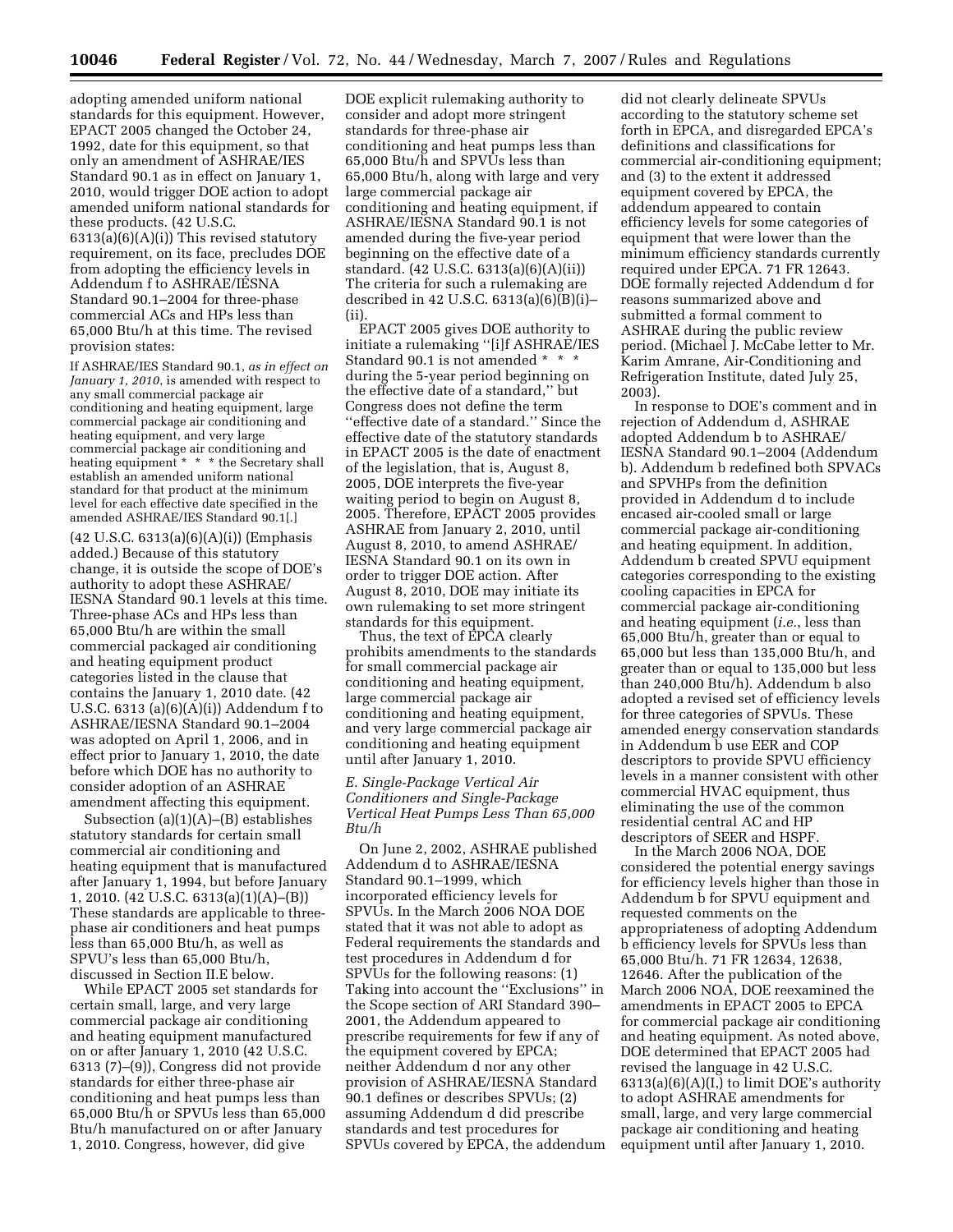adopting amended uniform national standards for this equipment. However, EPACT 2005 changed the October 24, 1992, date for this equipment, so that only an amendment of ASHRAE/IES Standard 90.1 as in effect on January 1, 2010, would trigger DOE action to adopt amended uniform national standards for these products. (42 U.S.C. 6313(a)(6)(A)(i)) This revised statutory requirement, on its face, precludes DOE from adopting the efficiency levels in Addendum f to ASHRAE/IESNA Standard 90.1–2004 for three-phase commercial ACs and HPs less than 65,000 Btu/h at this time. The revised provision states:

> If ASHRAE/IES Standard 90.1, *as in effect on January 1, 2010*, is amended with respect to any small commercial package air conditioning and heating equipment, large commercial package air conditioning and heating equipment, and very large commercial package air conditioning and heating equipment * * * the Secretary shall establish an amended uniform national standard for that product at the minimum level for each effective date specified in the amended ASHRAE/IES Standard 90.1[.]

(42 U.S.C. 6313(a)(6)(A)(i)) (Emphasis added.) Because of this statutory change, it is outside the scope of DOE's authority to adopt these ASHRAE/IESNA Standard 90.1 levels at this time. Three-phase ACs and HPs less than 65,000 Btu/h are within the small commercial packaged air conditioning and heating equipment product categories listed in the clause that contains the January 1, 2010 date. (42 U.S.C. 6313 (a)(6)(A)(i)) Addendum f to ASHRAE/IESNA Standard 90.1–2004 was adopted on April 1, 2006, and in effect prior to January 1, 2010, the date before which DOE has no authority to consider adoption of an ASHRAE amendment affecting this equipment.

Subsection (a)(1)(A)–(B) establishes statutory standards for certain small commercial air conditioning and heating equipment that is manufactured after January 1, 1994, but before January 1, 2010. (42 U.S.C. 6313(a)(1)(A)–(B)) These standards are applicable to three-phase air conditioners and heat pumps less than 65,000 Btu/h, as well as SPVU's less than 65,000 Btu/h, discussed in Section II.E below.

While EPACT 2005 set standards for certain small, large, and very large commercial package air conditioning and heating equipment manufactured on or after January 1, 2010 (42 U.S.C. 6313 (7)–(9)), Congress did not provide standards for either three-phase air conditioning and heat pumps less than 65,000 Btu/h or SPVUs less than 65,000 Btu/h manufactured on or after January 1, 2010. Congress, however, did give DOE explicit rulemaking authority to consider and adopt more stringent standards for three-phase air conditioning and heat pumps less than 65,000 Btu/h and SPVUs less than 65,000 Btu/h, along with large and very large commercial package air conditioning and heating equipment, if ASHRAE/IESNA Standard 90.1 is not amended during the five-year period beginning on the effective date of a standard. (42 U.S.C. 6313(a)(6)(A)(ii)) The criteria for such a rulemaking are described in 42 U.S.C. 6313(a)(6)(B)(i)–(ii).

EPACT 2005 gives DOE authority to initiate a rulemaking "[i]f ASHRAE/IES Standard 90.1 is not amended * * * during the 5-year period beginning on the effective date of a standard," but Congress does not define the term "effective date of a standard." Since the effective date of the statutory standards in EPACT 2005 is the date of enactment of the legislation, that is, August 8, 2005, DOE interprets the five-year waiting period to begin on August 8, 2005. Therefore, EPACT 2005 provides ASHRAE from January 2, 2010, until August 8, 2010, to amend ASHRAE/IESNA Standard 90.1 on its own in order to trigger DOE action. After August 8, 2010, DOE may initiate its own rulemaking to set more stringent standards for this equipment.

Thus, the text of EPCA clearly prohibits amendments to the standards for small commercial package air conditioning and heating equipment, large commercial package air conditioning and heating equipment, and very large commercial package air conditioning and heating equipment until after January 1, 2010.

### *E. Single-Package Vertical Air Conditioners and Single-Package Vertical Heat Pumps Less Than 65,000 Btu/h*

On June 2, 2002, ASHRAE published Addendum d to ASHRAE/IESNA Standard 90.1–1999, which incorporated efficiency levels for SPVUs. In the March 2006 NOA DOE stated that it was not able to adopt as Federal requirements the standards and test procedures in Addendum d for SPVUs for the following reasons: (1) Taking into account the "Exclusions" in the Scope section of ARI Standard 390–2001, the Addendum appeared to prescribe requirements for few if any of the equipment covered by EPCA; neither Addendum d nor any other provision of ASHRAE/IESNA Standard 90.1 defines or describes SPVUs; (2) assuming Addendum d did prescribe standards and test procedures for SPVUs covered by EPCA, the addendum did not clearly delineate SPVUs according to the statutory scheme set forth in EPCA, and disregarded EPCA's definitions and classifications for commercial air-conditioning equipment; and (3) to the extent it addressed equipment covered by EPCA, the addendum appeared to contain efficiency levels for some categories of equipment that were lower than the minimum efficiency standards currently required under EPCA. 71 FR 12643. DOE formally rejected Addendum d for reasons summarized above and submitted a formal comment to ASHRAE during the public review period. (Michael J. McCabe letter to Mr. Karim Amrane, Air-Conditioning and Refrigeration Institute, dated July 25, 2003).

In response to DOE's comment and in rejection of Addendum d, ASHRAE adopted Addendum b to ASHRAE/IESNA Standard 90.1–2004 (Addendum b). Addendum b redefined both SPVACs and SPVHPs from the definition provided in Addendum d to include encased air-cooled small or large commercial package air-conditioning and heating equipment. In addition, Addendum b created SPVU equipment categories corresponding to the existing cooling capacities in EPCA for commercial package air-conditioning and heating equipment (*i.e.*, less than 65,000 Btu/h, greater than or equal to 65,000 but less than 135,000 Btu/h, and greater than or equal to 135,000 but less than 240,000 Btu/h). Addendum b also adopted a revised set of efficiency levels for three categories of SPVUs. These amended energy conservation standards in Addendum b use EER and COP descriptors to provide SPVU efficiency levels in a manner consistent with other commercial HVAC equipment, thus eliminating the use of the common residential central AC and HP descriptors of SEER and HSPF.

In the March 2006 NOA, DOE considered the potential energy savings for efficiency levels higher than those in Addendum b for SPVU equipment and requested comments on the appropriateness of adopting Addendum b efficiency levels for SPVUs less than 65,000 Btu/h. 71 FR 12634, 12638, 12646. After the publication of the March 2006 NOA, DOE reexamined the amendments in EPACT 2005 to EPCA for commercial package air conditioning and heating equipment. As noted above, DOE determined that EPACT 2005 had revised the language in 42 U.S.C. 6313(a)(6)(A)(I,) to limit DOE's authority to adopt ASHRAE amendments for small, large, and very large commercial package air conditioning and heating equipment until after January 1, 2010.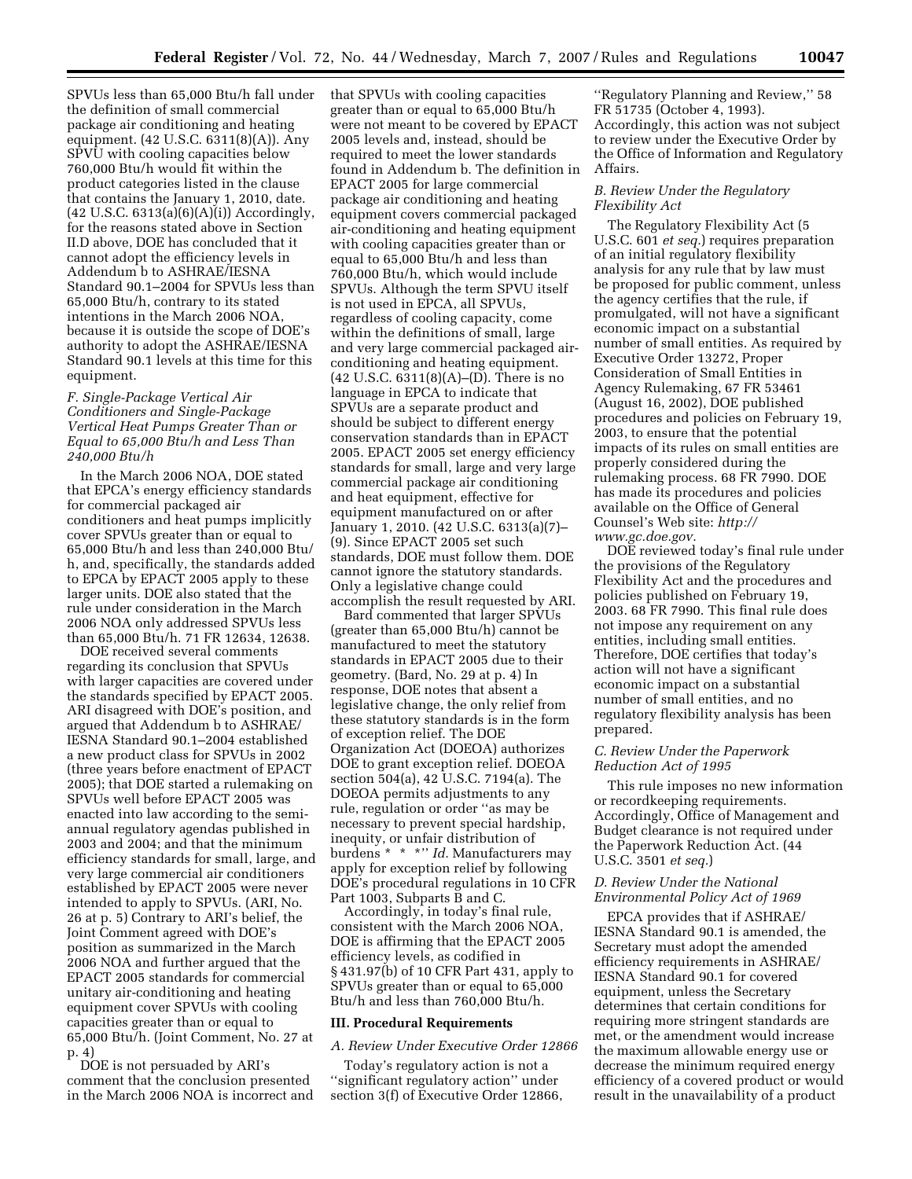SPVUs less than 65,000 Btu/h fall under the definition of small commercial package air conditioning and heating equipment. (42 U.S.C. 6311(8)(A)). Any SPVU with cooling capacities below 760,000 Btu/h would fit within the product categories listed in the clause that contains the January 1, 2010, date. (42 U.S.C. 6313(a)(6)(A)(i)) Accordingly, for the reasons stated above in Section II.D above, DOE has concluded that it cannot adopt the efficiency levels in Addendum b to ASHRAE/IESNA Standard 90.1–2004 for SPVUs less than 65,000 Btu/h, contrary to its stated intentions in the March 2006 NOA, because it is outside the scope of DOE's authority to adopt the ASHRAE/IESNA Standard 90.1 levels at this time for this equipment.

### *F. Single-Package Vertical Air Conditioners and Single-Package Vertical Heat Pumps Greater Than or Equal to 65,000 Btu/h and Less Than 240,000 Btu/h*

In the March 2006 NOA, DOE stated that EPCA's energy efficiency standards for commercial packaged air conditioners and heat pumps implicitly cover SPVUs greater than or equal to 65,000 Btu/h and less than 240,000 Btu/h, and, specifically, the standards added to EPCA by EPACT 2005 apply to these larger units. DOE also stated that the rule under consideration in the March 2006 NOA only addressed SPVUs less than 65,000 Btu/h. 71 FR 12634, 12638.

DOE received several comments regarding its conclusion that SPVUs with larger capacities are covered under the standards specified by EPACT 2005. ARI disagreed with DOE's position, and argued that Addendum b to ASHRAE/IESNA Standard 90.1–2004 established a new product class for SPVUs in 2002 (three years before enactment of EPACT 2005); that DOE started a rulemaking on SPVUs well before EPACT 2005 was enacted into law according to the semi-annual regulatory agendas published in 2003 and 2004; and that the minimum efficiency standards for small, large, and very large commercial air conditioners established by EPACT 2005 were never intended to apply to SPVUs. (ARI, No. 26 at p. 5) Contrary to ARI's belief, the Joint Comment agreed with DOE's position as summarized in the March 2006 NOA and further argued that the EPACT 2005 standards for commercial unitary air-conditioning and heating equipment cover SPVUs with cooling capacities greater than or equal to 65,000 Btu/h. (Joint Comment, No. 27 at p. 4)

DOE is not persuaded by ARI's comment that the conclusion presented in the March 2006 NOA is incorrect and that SPVUs with cooling capacities greater than or equal to 65,000 Btu/h were not meant to be covered by EPACT 2005 levels and, instead, should be required to meet the lower standards found in Addendum b. The definition in EPACT 2005 for large commercial package air conditioning and heating equipment covers commercial packaged air-conditioning and heating equipment with cooling capacities greater than or equal to 65,000 Btu/h and less than 760,000 Btu/h, which would include SPVUs. Although the term SPVU itself is not used in EPCA, all SPVUs, regardless of cooling capacity, come within the definitions of small, large and very large commercial packaged air-conditioning and heating equipment. (42 U.S.C. 6311(8)(A)–(D). There is no language in EPCA to indicate that SPVUs are a separate product and should be subject to different energy conservation standards than in EPACT 2005. EPACT 2005 set energy efficiency standards for small, large and very large commercial package air conditioning and heat equipment, effective for equipment manufactured on or after January 1, 2010. (42 U.S.C. 6313(a)(7)–(9). Since EPACT 2005 set such standards, DOE must follow them. DOE cannot ignore the statutory standards. Only a legislative change could accomplish the result requested by ARI.

Bard commented that larger SPVUs (greater than 65,000 Btu/h) cannot be manufactured to meet the statutory standards in EPACT 2005 due to their geometry. (Bard, No. 29 at p. 4) In response, DOE notes that absent a legislative change, the only relief from these statutory standards is in the form of exception relief. The DOE Organization Act (DOEOA) authorizes DOE to grant exception relief. DOEOA section 504(a), 42 U.S.C. 7194(a). The DOEOA permits adjustments to any rule, regulation or order "as may be necessary to prevent special hardship, inequity, or unfair distribution of burdens * * *" *Id.* Manufacturers may apply for exception relief by following DOE's procedural regulations in 10 CFR Part 1003, Subparts B and C.

Accordingly, in today's final rule, consistent with the March 2006 NOA, DOE is affirming that the EPACT 2005 efficiency levels, as codified in § 431.97(b) of 10 CFR Part 431, apply to SPVUs greater than or equal to 65,000 Btu/h and less than 760,000 Btu/h.

## III. Procedural Requirements

### *A. Review Under Executive Order 12866*

Today's regulatory action is not a "significant regulatory action" under section 3(f) of Executive Order 12866, "Regulatory Planning and Review," 58 FR 51735 (October 4, 1993). Accordingly, this action was not subject to review under the Executive Order by the Office of Information and Regulatory Affairs.

### *B. Review Under the Regulatory Flexibility Act*

The Regulatory Flexibility Act (5 U.S.C. 601 *et seq.*) requires preparation of an initial regulatory flexibility analysis for any rule that by law must be proposed for public comment, unless the agency certifies that the rule, if promulgated, will not have a significant economic impact on a substantial number of small entities. As required by Executive Order 13272, Proper Consideration of Small Entities in Agency Rulemaking, 67 FR 53461 (August 16, 2002), DOE published procedures and policies on February 19, 2003, to ensure that the potential impacts of its rules on small entities are properly considered during the rulemaking process. 68 FR 7990. DOE has made its procedures and policies available on the Office of General Counsel's Web site: *http://www.gc.doe.gov.*

DOE reviewed today's final rule under the provisions of the Regulatory Flexibility Act and the procedures and policies published on February 19, 2003. 68 FR 7990. This final rule does not impose any requirement on any entities, including small entities. Therefore, DOE certifies that today's action will not have a significant economic impact on a substantial number of small entities, and no regulatory flexibility analysis has been prepared.

### *C. Review Under the Paperwork Reduction Act of 1995*

This rule imposes no new information or recordkeeping requirements. Accordingly, Office of Management and Budget clearance is not required under the Paperwork Reduction Act. (44 U.S.C. 3501 *et seq.*)

### *D. Review Under the National Environmental Policy Act of 1969*

EPCA provides that if ASHRAE/IESNA Standard 90.1 is amended, the Secretary must adopt the amended efficiency requirements in ASHRAE/IESNA Standard 90.1 for covered equipment, unless the Secretary determines that certain conditions for requiring more stringent standards are met, or the amendment would increase the maximum allowable energy use or decrease the minimum required energy efficiency of a covered product or would result in the unavailability of a product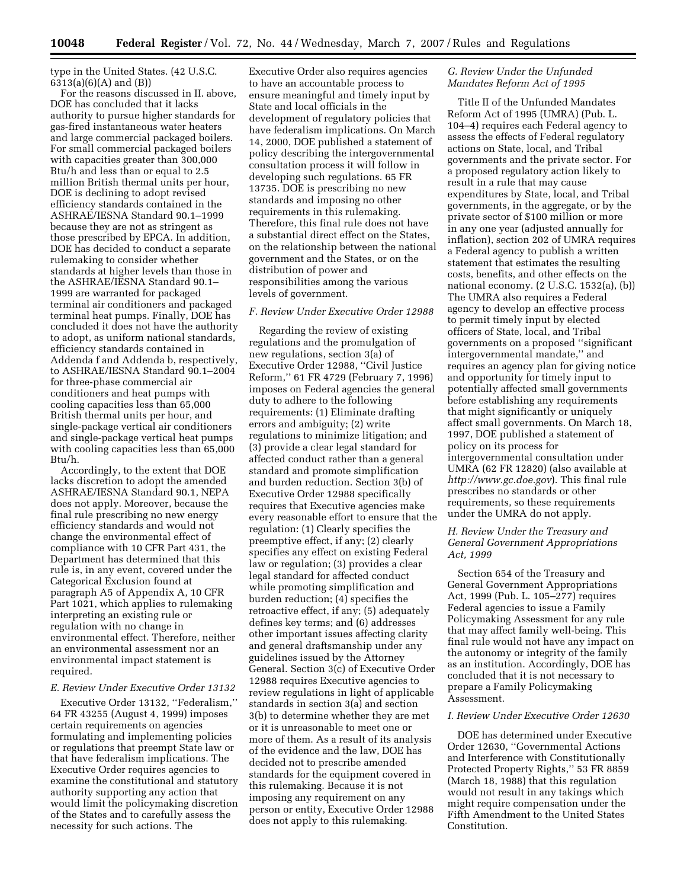type in the United States. (42 U.S.C. 6313(a)(6)(A) and (B))

For the reasons discussed in II. above, DOE has concluded that it lacks authority to pursue higher standards for gas-fired instantaneous water heaters and large commercial packaged boilers. For small commercial packaged boilers with capacities greater than 300,000 Btu/h and less than or equal to 2.5 million British thermal units per hour, DOE is declining to adopt revised efficiency standards contained in the ASHRAE/IESNA Standard 90.1–1999 because they are not as stringent as those prescribed by EPCA. In addition, DOE has decided to conduct a separate rulemaking to consider whether standards at higher levels than those in the ASHRAE/IESNA Standard 90.1–1999 are warranted for packaged terminal air conditioners and packaged terminal heat pumps. Finally, DOE has concluded it does not have the authority to adopt, as uniform national standards, efficiency standards contained in Addenda f and Addenda b, respectively, to ASHRAE/IESNA Standard 90.1–2004 for three-phase commercial air conditioners and heat pumps with cooling capacities less than 65,000 British thermal units per hour, and single-package vertical air conditioners and single-package vertical heat pumps with cooling capacities less than 65,000 Btu/h.

Accordingly, to the extent that DOE lacks discretion to adopt the amended ASHRAE/IESNA Standard 90.1, NEPA does not apply. Moreover, because the final rule prescribing no new energy efficiency standards and would not change the environmental effect of compliance with 10 CFR Part 431, the Department has determined that this rule is, in any event, covered under the Categorical Exclusion found at paragraph A5 of Appendix A, 10 CFR Part 1021, which applies to rulemaking interpreting an existing rule or regulation with no change in environmental effect. Therefore, neither an environmental assessment nor an environmental impact statement is required.

*E. Review Under Executive Order 13132*

Executive Order 13132, ''Federalism,'' 64 FR 43255 (August 4, 1999) imposes certain requirements on agencies formulating and implementing policies or regulations that preempt State law or that have federalism implications. The Executive Order requires agencies to examine the constitutional and statutory authority supporting any action that would limit the policymaking discretion of the States and to carefully assess the necessity for such actions. The Executive Order also requires agencies to have an accountable process to ensure meaningful and timely input by State and local officials in the development of regulatory policies that have federalism implications. On March 14, 2000, DOE published a statement of policy describing the intergovernmental consultation process it will follow in developing such regulations. 65 FR 13735. DOE is prescribing no new standards and imposing no other requirements in this rulemaking. Therefore, this final rule does not have a substantial direct effect on the States, on the relationship between the national government and the States, or on the distribution of power and responsibilities among the various levels of government.

*F. Review Under Executive Order 12988*

Regarding the review of existing regulations and the promulgation of new regulations, section 3(a) of Executive Order 12988, ''Civil Justice Reform,'' 61 FR 4729 (February 7, 1996) imposes on Federal agencies the general duty to adhere to the following requirements: (1) Eliminate drafting errors and ambiguity; (2) write regulations to minimize litigation; and (3) provide a clear legal standard for affected conduct rather than a general standard and promote simplification and burden reduction. Section 3(b) of Executive Order 12988 specifically requires that Executive agencies make every reasonable effort to ensure that the regulation: (1) Clearly specifies the preemptive effect, if any; (2) clearly specifies any effect on existing Federal law or regulation; (3) provides a clear legal standard for affected conduct while promoting simplification and burden reduction; (4) specifies the retroactive effect, if any; (5) adequately defines key terms; and (6) addresses other important issues affecting clarity and general draftsmanship under any guidelines issued by the Attorney General. Section 3(c) of Executive Order 12988 requires Executive agencies to review regulations in light of applicable standards in section 3(a) and section 3(b) to determine whether they are met or it is unreasonable to meet one or more of them. As a result of its analysis of the evidence and the law, DOE has decided not to prescribe amended standards for the equipment covered in this rulemaking. Because it is not imposing any requirement on any person or entity, Executive Order 12988 does not apply to this rulemaking.

*G. Review Under the Unfunded Mandates Reform Act of 1995*

Title II of the Unfunded Mandates Reform Act of 1995 (UMRA) (Pub. L. 104–4) requires each Federal agency to assess the effects of Federal regulatory actions on State, local, and Tribal governments and the private sector. For a proposed regulatory action likely to result in a rule that may cause expenditures by State, local, and Tribal governments, in the aggregate, or by the private sector of $100 million or more in any one year (adjusted annually for inflation), section 202 of UMRA requires a Federal agency to publish a written statement that estimates the resulting costs, benefits, and other effects on the national economy. (2 U.S.C. 1532(a), (b)) The UMRA also requires a Federal agency to develop an effective process to permit timely input by elected officers of State, local, and Tribal governments on a proposed ''significant intergovernmental mandate,'' and requires an agency plan for giving notice and opportunity for timely input to potentially affected small governments before establishing any requirements that might significantly or uniquely affect small governments. On March 18, 1997, DOE published a statement of policy on its process for intergovernmental consultation under UMRA (62 FR 12820) (also available at *http://www.gc.doe.gov*). This final rule prescribes no standards or other requirements, so these requirements under the UMRA do not apply.

*H. Review Under the Treasury and General Government Appropriations Act, 1999*

Section 654 of the Treasury and General Government Appropriations Act, 1999 (Pub. L. 105–277) requires Federal agencies to issue a Family Policymaking Assessment for any rule that may affect family well-being. This final rule would not have any impact on the autonomy or integrity of the family as an institution. Accordingly, DOE has concluded that it is not necessary to prepare a Family Policymaking Assessment.

*I. Review Under Executive Order 12630*

DOE has determined under Executive Order 12630, ''Governmental Actions and Interference with Constitutionally Protected Property Rights,'' 53 FR 8859 (March 18, 1988) that this regulation would not result in any takings which might require compensation under the Fifth Amendment to the United States Constitution.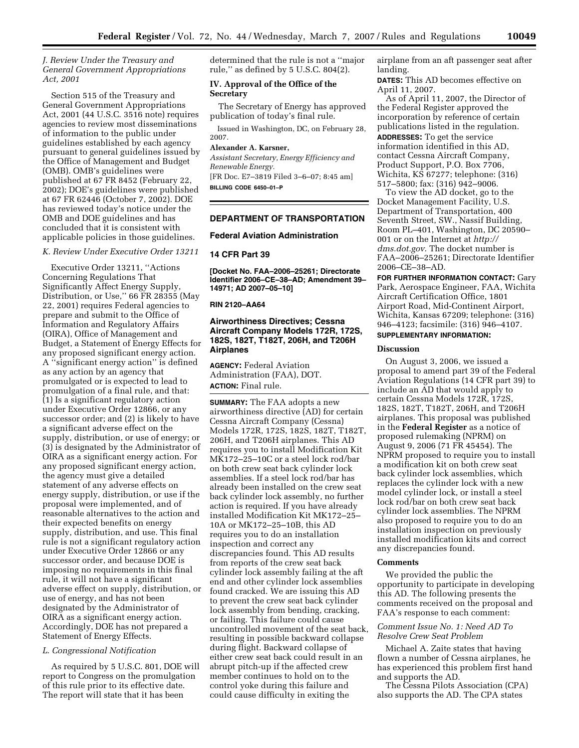*J. Review Under the Treasury and General Government Appropriations Act, 2001*

Section 515 of the Treasury and General Government Appropriations Act, 2001 (44 U.S.C. 3516 note) requires agencies to review most disseminations of information to the public under guidelines established by each agency pursuant to general guidelines issued by the Office of Management and Budget (OMB). OMB's guidelines were published at 67 FR 8452 (February 22, 2002); DOE's guidelines were published at 67 FR 62446 (October 7, 2002). DOE has reviewed today's notice under the OMB and DOE guidelines and has concluded that it is consistent with applicable policies in those guidelines.

*K. Review Under Executive Order 13211*

Executive Order 13211, ''Actions Concerning Regulations That Significantly Affect Energy Supply, Distribution, or Use,'' 66 FR 28355 (May 22, 2001) requires Federal agencies to prepare and submit to the Office of Information and Regulatory Affairs (OIRA), Office of Management and Budget, a Statement of Energy Effects for any proposed significant energy action. A ''significant energy action'' is defined as any action by an agency that promulgated or is expected to lead to promulgation of a final rule, and that: (1) Is a significant regulatory action under Executive Order 12866, or any successor order; and (2) is likely to have a significant adverse effect on the supply, distribution, or use of energy; or (3) is designated by the Administrator of OIRA as a significant energy action. For any proposed significant energy action, the agency must give a detailed statement of any adverse effects on energy supply, distribution, or use if the proposal were implemented, and of reasonable alternatives to the action and their expected benefits on energy supply, distribution, and use. This final rule is not a significant regulatory action under Executive Order 12866 or any successor order, and because DOE is imposing no requirements in this final rule, it will not have a significant adverse effect on supply, distribution, or use of energy, and has not been designated by the Administrator of OIRA as a significant energy action. Accordingly, DOE has not prepared a Statement of Energy Effects.

*L. Congressional Notification*

As required by 5 U.S.C. 801, DOE will report to Congress on the promulgation of this rule prior to its effective date. The report will state that it has been determined that the rule is not a ''major rule,'' as defined by 5 U.S.C. 804(2).

**IV. Approval of the Office of the Secretary**

The Secretary of Energy has approved publication of today's final rule.

Issued in Washington, DC, on February 28, 2007.

**Alexander A. Karsner,**

*Assistant Secretary, Energy Efficiency and Renewable Energy.*

[FR Doc. E7–3819 Filed 3–6–07; 8:45 am]

**BILLING CODE 6450–01–P**

---

**DEPARTMENT OF TRANSPORTATION**

**Federal Aviation Administration**

**14 CFR Part 39**

**[Docket No. FAA–2006–25261; Directorate Identifier 2006–CE–38–AD; Amendment 39–14971; AD 2007–05–10]**

**RIN 2120–AA64**

## Airworthiness Directives; Cessna Aircraft Company Models 172R, 172S, 182S, 182T, T182T, 206H, and T206H Airplanes

**AGENCY:** Federal Aviation Administration (FAA), DOT.

**ACTION:** Final rule.

**SUMMARY:** The FAA adopts a new airworthiness directive (AD) for certain Cessna Aircraft Company (Cessna) Models 172R, 172S, 182S, 182T, T182T, 206H, and T206H airplanes. This AD requires you to install Modification Kit MK172–25–10C or a steel lock rod/bar on both crew seat back cylinder lock assemblies. If a steel lock rod/bar has already been installed on the crew seat back cylinder lock assembly, no further action is required. If you have already installed Modification Kit MK172–25–10A or MK172–25–10B, this AD requires you to do an installation inspection and correct any discrepancies found. This AD results from reports of the crew seat back cylinder lock assembly failing at the aft end and other cylinder lock assemblies found cracked. We are issuing this AD to prevent the crew seat back cylinder lock assembly from bending, cracking, or failing. This failure could cause uncontrolled movement of the seat back, resulting in possible backward collapse during flight. Backward collapse of either crew seat back could result in an abrupt pitch-up if the affected crew member continues to hold on to the control yoke during this failure and could cause difficulty in exiting the airplane from an aft passenger seat after landing.

**DATES:** This AD becomes effective on April 11, 2007.

As of April 11, 2007, the Director of the Federal Register approved the incorporation by reference of certain publications listed in the regulation.

**ADDRESSES:** To get the service information identified in this AD, contact Cessna Aircraft Company, Product Support, P.O. Box 7706, Wichita, KS 67277; telephone: (316) 517–5800; fax: (316) 942–9006.

To view the AD docket, go to the Docket Management Facility, U.S. Department of Transportation, 400 Seventh Street, SW., Nassif Building, Room PL–401, Washington, DC 20590–001 or on the Internet at *http://dms.dot.gov*. The docket number is FAA–2006–25261; Directorate Identifier 2006–CE–38–AD.

**FOR FURTHER INFORMATION CONTACT:** Gary Park, Aerospace Engineer, FAA, Wichita Aircraft Certification Office, 1801 Airport Road, Mid-Continent Airport, Wichita, Kansas 67209; telephone: (316) 946–4123; facsimile: (316) 946–4107.

**SUPPLEMENTARY INFORMATION:**

**Discussion**

On August 3, 2006, we issued a proposal to amend part 39 of the Federal Aviation Regulations (14 CFR part 39) to include an AD that would apply to certain Cessna Models 172R, 172S, 182S, 182T, T182T, 206H, and T206H airplanes. This proposal was published in the **Federal Register** as a notice of proposed rulemaking (NPRM) on August 9, 2006 (71 FR 45454). The NPRM proposed to require you to install a modification kit on both crew seat back cylinder lock assemblies, which replaces the cylinder lock with a new model cylinder lock, or install a steel lock rod/bar on both crew seat back cylinder lock assemblies. The NPRM also proposed to require you to do an installation inspection on previously installed modification kits and correct any discrepancies found.

**Comments**

We provided the public the opportunity to participate in developing this AD. The following presents the comments received on the proposal and FAA's response to each comment:

*Comment Issue No. 1: Need AD To Resolve Crew Seat Problem*

Michael A. Zaite states that having flown a number of Cessna airplanes, he has experienced this problem first hand and supports the AD.

The Cessna Pilots Association (CPA) also supports the AD. The CPA states